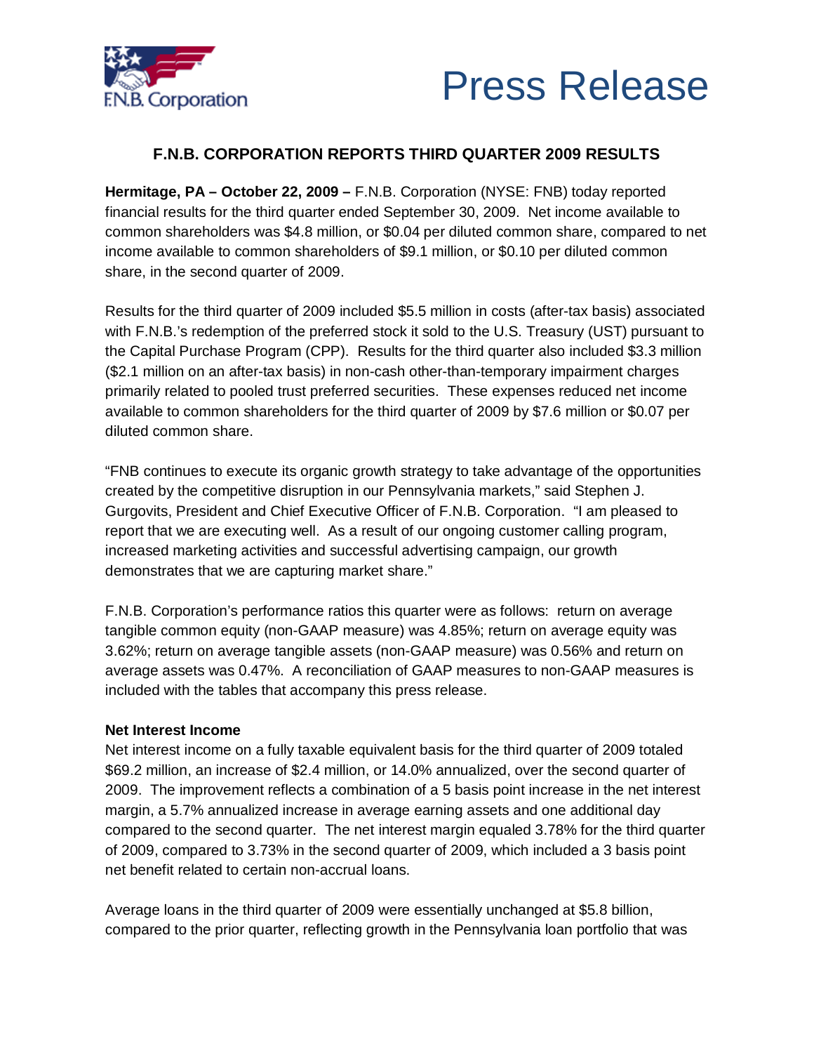# Press Release

## F.N.B. CORPORATION REPORTS THIRD QUARTER 2009 RESULTS

**Hermitage, PA – October 22, 2009 –** F.N.B. Corporation (NYSE: FNB) today reported financial results for the third quarter ended September 30, 2009. Net income available to common shareholders was $4.8 million, or $0.04 per diluted common share, compared to net income available to common shareholders of $9.1 million, or $0.10 per diluted common share, in the second quarter of 2009.

Results for the third quarter of 2009 included $5.5 million in costs (after-tax basis) associated with F.N.B.'s redemption of the preferred stock it sold to the U.S. Treasury (UST) pursuant to the Capital Purchase Program (CPP). Results for the third quarter also included $3.3 million ($2.1 million on an after-tax basis) in non-cash other-than-temporary impairment charges primarily related to pooled trust preferred securities. These expenses reduced net income available to common shareholders for the third quarter of 2009 by $7.6 million or $0.07 per diluted common share.

"FNB continues to execute its organic growth strategy to take advantage of the opportunities created by the competitive disruption in our Pennsylvania markets," said Stephen J. Gurgovits, President and Chief Executive Officer of F.N.B. Corporation. "I am pleased to report that we are executing well. As a result of our ongoing customer calling program, increased marketing activities and successful advertising campaign, our growth demonstrates that we are capturing market share."

F.N.B. Corporation's performance ratios this quarter were as follows: return on average tangible common equity (non-GAAP measure) was 4.85%; return on average equity was 3.62%; return on average tangible assets (non-GAAP measure) was 0.56% and return on average assets was 0.47%. A reconciliation of GAAP measures to non-GAAP measures is included with the tables that accompany this press release.

**Net Interest Income**

Net interest income on a fully taxable equivalent basis for the third quarter of 2009 totaled $69.2 million, an increase of $2.4 million, or 14.0% annualized, over the second quarter of 2009. The improvement reflects a combination of a 5 basis point increase in the net interest margin, a 5.7% annualized increase in average earning assets and one additional day compared to the second quarter. The net interest margin equaled 3.78% for the third quarter of 2009, compared to 3.73% in the second quarter of 2009, which included a 3 basis point net benefit related to certain non-accrual loans.

Average loans in the third quarter of 2009 were essentially unchanged at $5.8 billion, compared to the prior quarter, reflecting growth in the Pennsylvania loan portfolio that was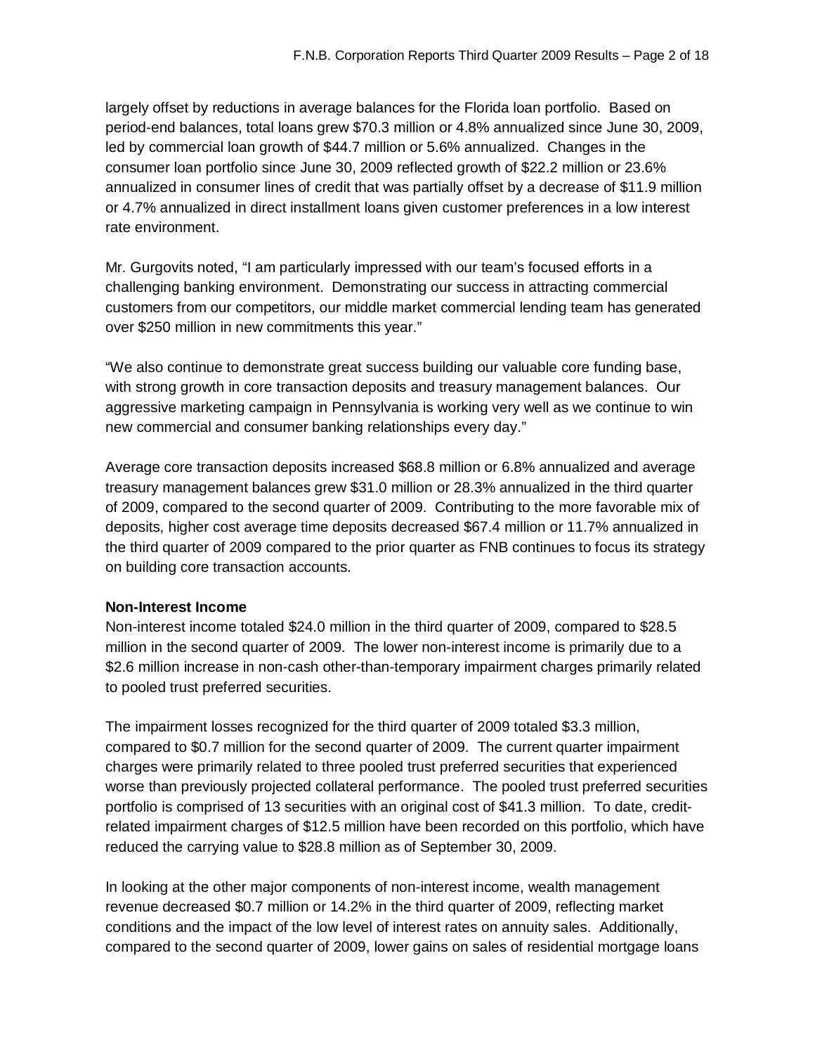largely offset by reductions in average balances for the Florida loan portfolio. Based on period-end balances, total loans grew $70.3 million or 4.8% annualized since June 30, 2009, led by commercial loan growth of $44.7 million or 5.6% annualized. Changes in the consumer loan portfolio since June 30, 2009 reflected growth of $22.2 million or 23.6% annualized in consumer lines of credit that was partially offset by a decrease of $11.9 million or 4.7% annualized in direct installment loans given customer preferences in a low interest rate environment.

Mr. Gurgovits noted, "I am particularly impressed with our team's focused efforts in a challenging banking environment. Demonstrating our success in attracting commercial customers from our competitors, our middle market commercial lending team has generated over $250 million in new commitments this year."

"We also continue to demonstrate great success building our valuable core funding base, with strong growth in core transaction deposits and treasury management balances. Our aggressive marketing campaign in Pennsylvania is working very well as we continue to win new commercial and consumer banking relationships every day."

Average core transaction deposits increased $68.8 million or 6.8% annualized and average treasury management balances grew $31.0 million or 28.3% annualized in the third quarter of 2009, compared to the second quarter of 2009. Contributing to the more favorable mix of deposits, higher cost average time deposits decreased $67.4 million or 11.7% annualized in the third quarter of 2009 compared to the prior quarter as FNB continues to focus its strategy on building core transaction accounts.

**Non-Interest Income**

Non-interest income totaled $24.0 million in the third quarter of 2009, compared to $28.5 million in the second quarter of 2009. The lower non-interest income is primarily due to a $2.6 million increase in non-cash other-than-temporary impairment charges primarily related to pooled trust preferred securities.

The impairment losses recognized for the third quarter of 2009 totaled $3.3 million, compared to $0.7 million for the second quarter of 2009. The current quarter impairment charges were primarily related to three pooled trust preferred securities that experienced worse than previously projected collateral performance. The pooled trust preferred securities portfolio is comprised of 13 securities with an original cost of $41.3 million. To date, credit-related impairment charges of $12.5 million have been recorded on this portfolio, which have reduced the carrying value to $28.8 million as of September 30, 2009.

In looking at the other major components of non-interest income, wealth management revenue decreased $0.7 million or 14.2% in the third quarter of 2009, reflecting market conditions and the impact of the low level of interest rates on annuity sales. Additionally, compared to the second quarter of 2009, lower gains on sales of residential mortgage loans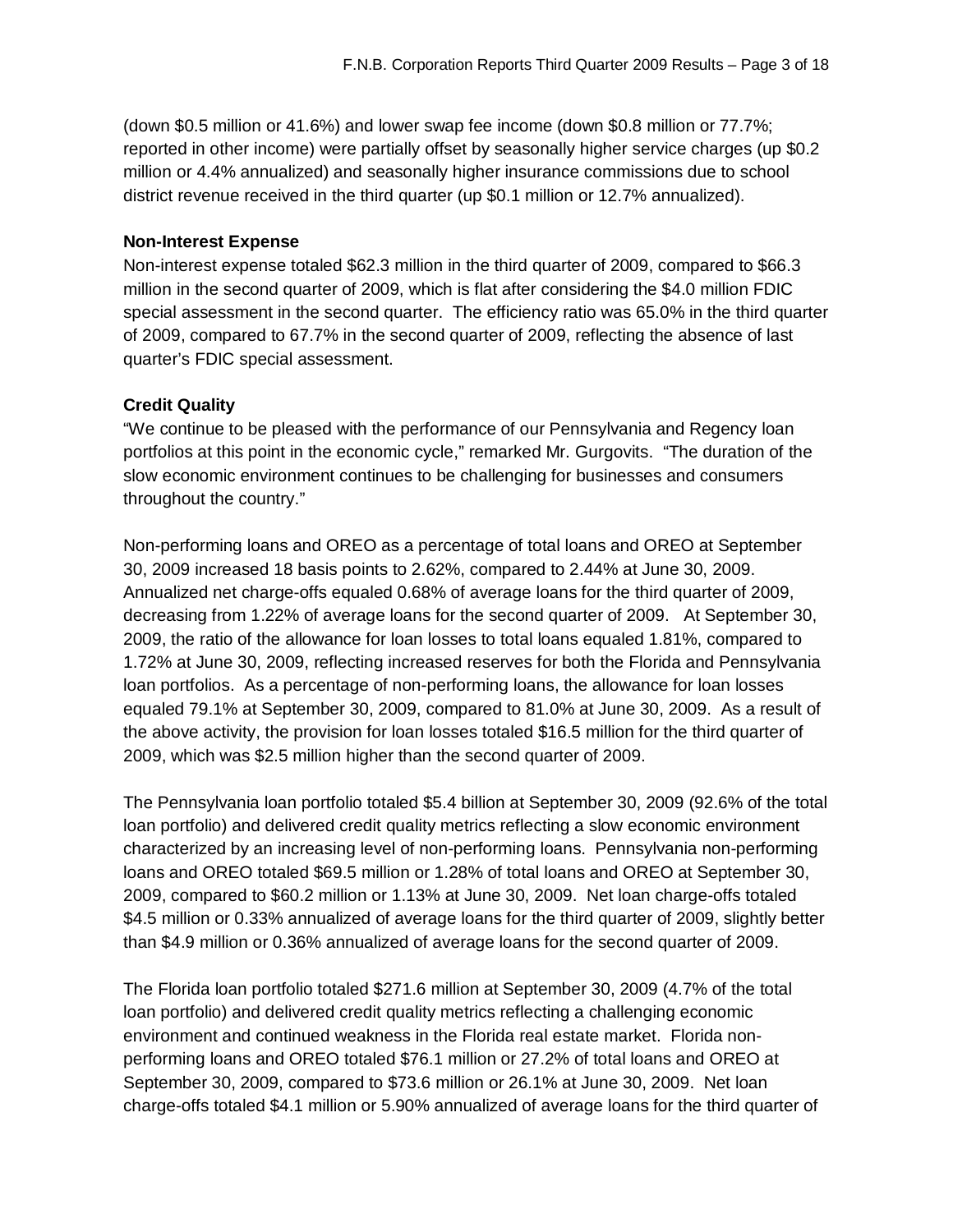(down $0.5 million or 41.6%) and lower swap fee income (down $0.8 million or 77.7%; reported in other income) were partially offset by seasonally higher service charges (up $0.2 million or 4.4% annualized) and seasonally higher insurance commissions due to school district revenue received in the third quarter (up $0.1 million or 12.7% annualized).

**Non-Interest Expense**

Non-interest expense totaled $62.3 million in the third quarter of 2009, compared to $66.3 million in the second quarter of 2009, which is flat after considering the $4.0 million FDIC special assessment in the second quarter. The efficiency ratio was 65.0% in the third quarter of 2009, compared to 67.7% in the second quarter of 2009, reflecting the absence of last quarter's FDIC special assessment.

**Credit Quality**

"We continue to be pleased with the performance of our Pennsylvania and Regency loan portfolios at this point in the economic cycle," remarked Mr. Gurgovits. "The duration of the slow economic environment continues to be challenging for businesses and consumers throughout the country."

Non-performing loans and OREO as a percentage of total loans and OREO at September 30, 2009 increased 18 basis points to 2.62%, compared to 2.44% at June 30, 2009. Annualized net charge-offs equaled 0.68% of average loans for the third quarter of 2009, decreasing from 1.22% of average loans for the second quarter of 2009. At September 30, 2009, the ratio of the allowance for loan losses to total loans equaled 1.81%, compared to 1.72% at June 30, 2009, reflecting increased reserves for both the Florida and Pennsylvania loan portfolios. As a percentage of non-performing loans, the allowance for loan losses equaled 79.1% at September 30, 2009, compared to 81.0% at June 30, 2009. As a result of the above activity, the provision for loan losses totaled $16.5 million for the third quarter of 2009, which was $2.5 million higher than the second quarter of 2009.

The Pennsylvania loan portfolio totaled $5.4 billion at September 30, 2009 (92.6% of the total loan portfolio) and delivered credit quality metrics reflecting a slow economic environment characterized by an increasing level of non-performing loans. Pennsylvania non-performing loans and OREO totaled $69.5 million or 1.28% of total loans and OREO at September 30, 2009, compared to $60.2 million or 1.13% at June 30, 2009. Net loan charge-offs totaled $4.5 million or 0.33% annualized of average loans for the third quarter of 2009, slightly better than $4.9 million or 0.36% annualized of average loans for the second quarter of 2009.

The Florida loan portfolio totaled $271.6 million at September 30, 2009 (4.7% of the total loan portfolio) and delivered credit quality metrics reflecting a challenging economic environment and continued weakness in the Florida real estate market. Florida non-performing loans and OREO totaled $76.1 million or 27.2% of total loans and OREO at September 30, 2009, compared to $73.6 million or 26.1% at June 30, 2009. Net loan charge-offs totaled $4.1 million or 5.90% annualized of average loans for the third quarter of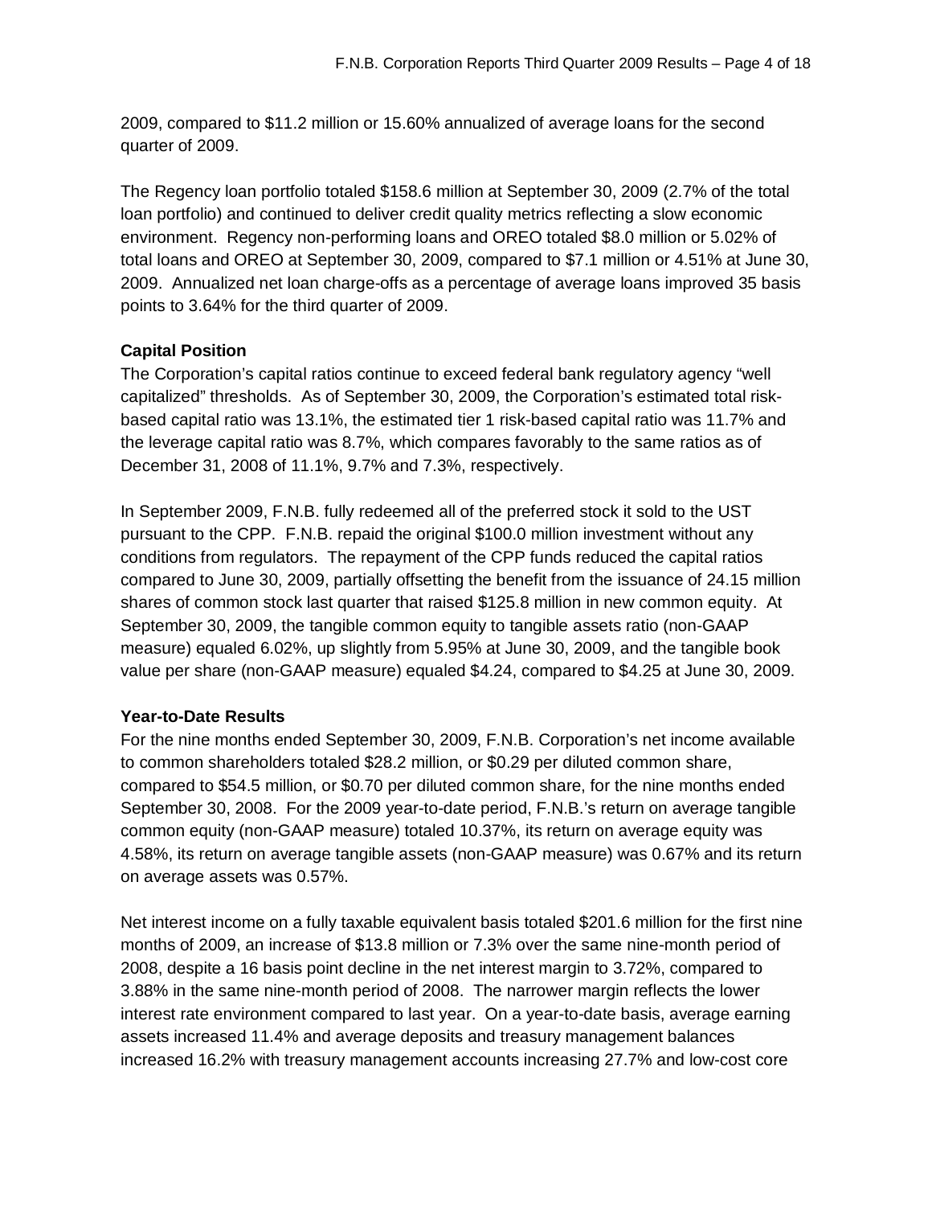2009, compared to $11.2 million or 15.60% annualized of average loans for the second quarter of 2009.

The Regency loan portfolio totaled $158.6 million at September 30, 2009 (2.7% of the total loan portfolio) and continued to deliver credit quality metrics reflecting a slow economic environment. Regency non-performing loans and OREO totaled $8.0 million or 5.02% of total loans and OREO at September 30, 2009, compared to $7.1 million or 4.51% at June 30, 2009. Annualized net loan charge-offs as a percentage of average loans improved 35 basis points to 3.64% for the third quarter of 2009.

**Capital Position**

The Corporation's capital ratios continue to exceed federal bank regulatory agency "well capitalized" thresholds. As of September 30, 2009, the Corporation's estimated total risk-based capital ratio was 13.1%, the estimated tier 1 risk-based capital ratio was 11.7% and the leverage capital ratio was 8.7%, which compares favorably to the same ratios as of December 31, 2008 of 11.1%, 9.7% and 7.3%, respectively.

In September 2009, F.N.B. fully redeemed all of the preferred stock it sold to the UST pursuant to the CPP. F.N.B. repaid the original $100.0 million investment without any conditions from regulators. The repayment of the CPP funds reduced the capital ratios compared to June 30, 2009, partially offsetting the benefit from the issuance of 24.15 million shares of common stock last quarter that raised $125.8 million in new common equity. At September 30, 2009, the tangible common equity to tangible assets ratio (non-GAAP measure) equaled 6.02%, up slightly from 5.95% at June 30, 2009, and the tangible book value per share (non-GAAP measure) equaled $4.24, compared to $4.25 at June 30, 2009.

**Year-to-Date Results**

For the nine months ended September 30, 2009, F.N.B. Corporation's net income available to common shareholders totaled $28.2 million, or $0.29 per diluted common share, compared to $54.5 million, or $0.70 per diluted common share, for the nine months ended September 30, 2008. For the 2009 year-to-date period, F.N.B.'s return on average tangible common equity (non-GAAP measure) totaled 10.37%, its return on average equity was 4.58%, its return on average tangible assets (non-GAAP measure) was 0.67% and its return on average assets was 0.57%.

Net interest income on a fully taxable equivalent basis totaled $201.6 million for the first nine months of 2009, an increase of $13.8 million or 7.3% over the same nine-month period of 2008, despite a 16 basis point decline in the net interest margin to 3.72%, compared to 3.88% in the same nine-month period of 2008. The narrower margin reflects the lower interest rate environment compared to last year. On a year-to-date basis, average earning assets increased 11.4% and average deposits and treasury management balances increased 16.2% with treasury management accounts increasing 27.7% and low-cost core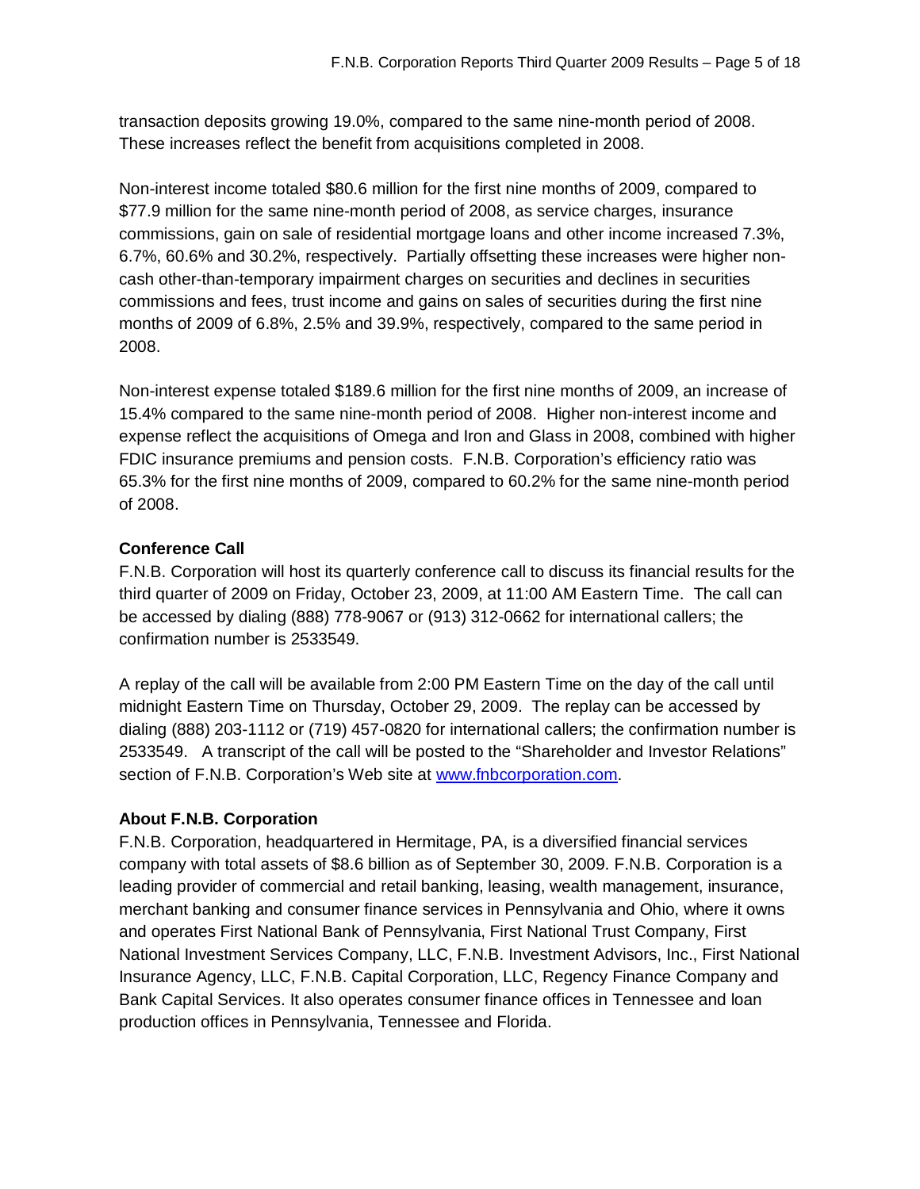transaction deposits growing 19.0%, compared to the same nine-month period of 2008. These increases reflect the benefit from acquisitions completed in 2008.

Non-interest income totaled $80.6 million for the first nine months of 2009, compared to $77.9 million for the same nine-month period of 2008, as service charges, insurance commissions, gain on sale of residential mortgage loans and other income increased 7.3%, 6.7%, 60.6% and 30.2%, respectively. Partially offsetting these increases were higher non-cash other-than-temporary impairment charges on securities and declines in securities commissions and fees, trust income and gains on sales of securities during the first nine months of 2009 of 6.8%, 2.5% and 39.9%, respectively, compared to the same period in 2008.

Non-interest expense totaled $189.6 million for the first nine months of 2009, an increase of 15.4% compared to the same nine-month period of 2008. Higher non-interest income and expense reflect the acquisitions of Omega and Iron and Glass in 2008, combined with higher FDIC insurance premiums and pension costs. F.N.B. Corporation's efficiency ratio was 65.3% for the first nine months of 2009, compared to 60.2% for the same nine-month period of 2008.

**Conference Call**

F.N.B. Corporation will host its quarterly conference call to discuss its financial results for the third quarter of 2009 on Friday, October 23, 2009, at 11:00 AM Eastern Time. The call can be accessed by dialing (888) 778-9067 or (913) 312-0662 for international callers; the confirmation number is 2533549.

A replay of the call will be available from 2:00 PM Eastern Time on the day of the call until midnight Eastern Time on Thursday, October 29, 2009. The replay can be accessed by dialing (888) 203-1112 or (719) 457-0820 for international callers; the confirmation number is 2533549. A transcript of the call will be posted to the "Shareholder and Investor Relations" section of F.N.B. Corporation's Web site at www.fnbcorporation.com.

**About F.N.B. Corporation**

F.N.B. Corporation, headquartered in Hermitage, PA, is a diversified financial services company with total assets of $8.6 billion as of September 30, 2009. F.N.B. Corporation is a leading provider of commercial and retail banking, leasing, wealth management, insurance, merchant banking and consumer finance services in Pennsylvania and Ohio, where it owns and operates First National Bank of Pennsylvania, First National Trust Company, First National Investment Services Company, LLC, F.N.B. Investment Advisors, Inc., First National Insurance Agency, LLC, F.N.B. Capital Corporation, LLC, Regency Finance Company and Bank Capital Services. It also operates consumer finance offices in Tennessee and loan production offices in Pennsylvania, Tennessee and Florida.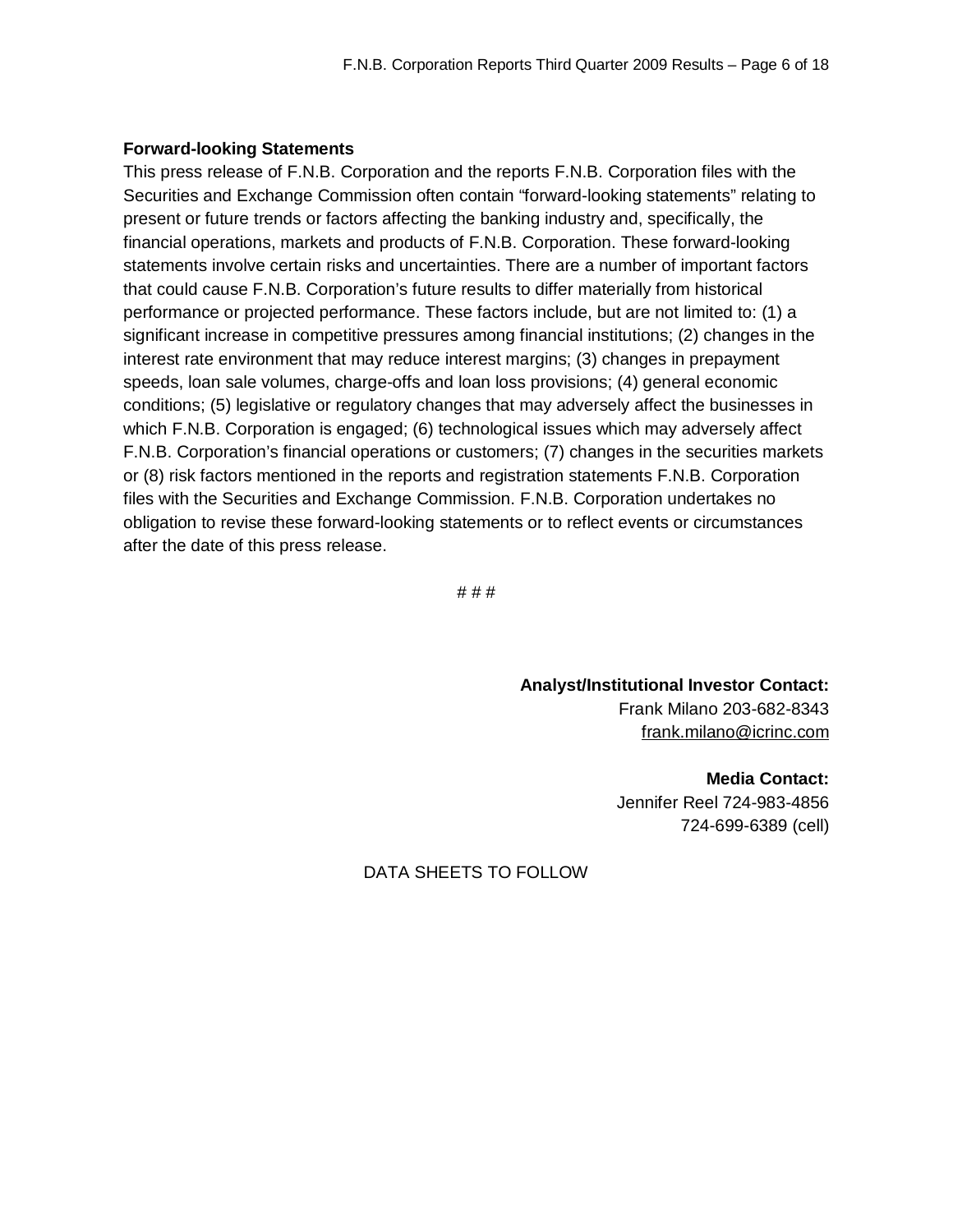**Forward-looking Statements**

This press release of F.N.B. Corporation and the reports F.N.B. Corporation files with the Securities and Exchange Commission often contain "forward-looking statements" relating to present or future trends or factors affecting the banking industry and, specifically, the financial operations, markets and products of F.N.B. Corporation. These forward-looking statements involve certain risks and uncertainties. There are a number of important factors that could cause F.N.B. Corporation's future results to differ materially from historical performance or projected performance. These factors include, but are not limited to: (1) a significant increase in competitive pressures among financial institutions; (2) changes in the interest rate environment that may reduce interest margins; (3) changes in prepayment speeds, loan sale volumes, charge-offs and loan loss provisions; (4) general economic conditions; (5) legislative or regulatory changes that may adversely affect the businesses in which F.N.B. Corporation is engaged; (6) technological issues which may adversely affect F.N.B. Corporation's financial operations or customers; (7) changes in the securities markets or (8) risk factors mentioned in the reports and registration statements F.N.B. Corporation files with the Securities and Exchange Commission. F.N.B. Corporation undertakes no obligation to revise these forward-looking statements or to reflect events or circumstances after the date of this press release.

# # #

**Analyst/Institutional Investor Contact:**
Frank Milano 203-682-8343
frank.milano@icrinc.com

**Media Contact:**
Jennifer Reel 724-983-4856
724-699-6389 (cell)

DATA SHEETS TO FOLLOW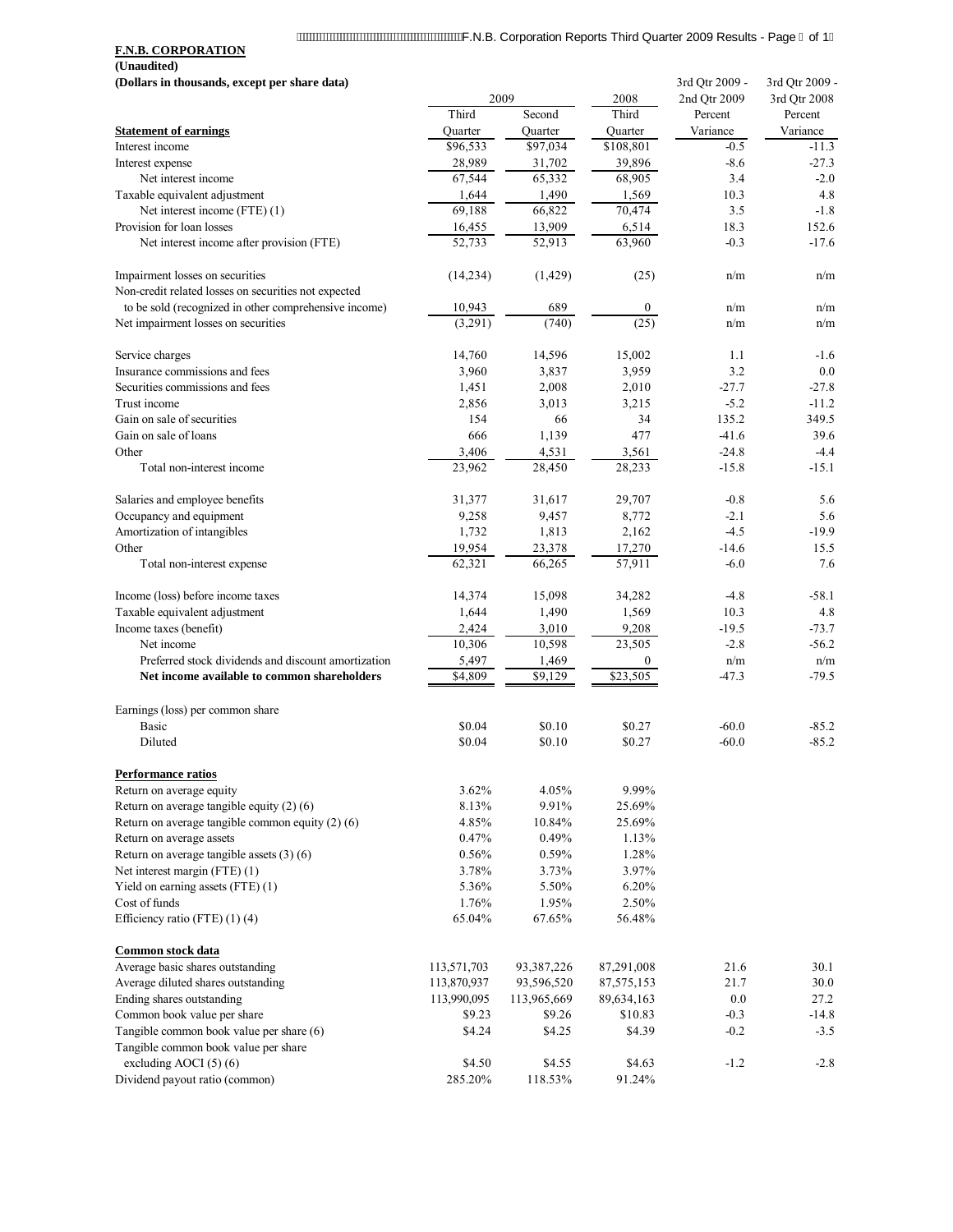**F.N.B. CORPORATION**

**(Unaudited)**

**(Dollars in thousands, except per share data)**

| | 2009 | | 2008 | 3rd Qtr 2009 - 2nd Qtr 2009 | 3rd Qtr 2009 - 3rd Qtr 2008 |
|---|---|---|---|---|---|
| **Statement of earnings** | Third Quarter | Second Quarter | Third Quarter | Percent Variance | Percent Variance |
| Interest income | $96,533 | $97,034 | $108,801 | -0.5 | -11.3 |
| Interest expense | 28,989 | 31,702 | 39,896 | -8.6 | -27.3 |
| Net interest income | 67,544 | 65,332 | 68,905 | 3.4 | -2.0 |
| Taxable equivalent adjustment | 1,644 | 1,490 | 1,569 | 10.3 | 4.8 |
| Net interest income (FTE) (1) | 69,188 | 66,822 | 70,474 | 3.5 | -1.8 |
| Provision for loan losses | 16,455 | 13,909 | 6,514 | 18.3 | 152.6 |
| Net interest income after provision (FTE) | 52,733 | 52,913 | 63,960 | -0.3 | -17.6 |
| | | | | | |
| Impairment losses on securities | (14,234) | (1,429) | (25) | n/m | n/m |
| Non-credit related losses on securities not expected to be sold (recognized in other comprehensive income) | 10,943 | 689 | 0 | n/m | n/m |
| Net impairment losses on securities | (3,291) | (740) | (25) | n/m | n/m |
| | | | | | |
| Service charges | 14,760 | 14,596 | 15,002 | 1.1 | -1.6 |
| Insurance commissions and fees | 3,960 | 3,837 | 3,959 | 3.2 | 0.0 |
| Securities commissions and fees | 1,451 | 2,008 | 2,010 | -27.7 | -27.8 |
| Trust income | 2,856 | 3,013 | 3,215 | -5.2 | -11.2 |
| Gain on sale of securities | 154 | 66 | 34 | 135.2 | 349.5 |
| Gain on sale of loans | 666 | 1,139 | 477 | -41.6 | 39.6 |
| Other | 3,406 | 4,531 | 3,561 | -24.8 | -4.4 |
| Total non-interest income | 23,962 | 28,450 | 28,233 | -15.8 | -15.1 |
| | | | | | |
| Salaries and employee benefits | 31,377 | 31,617 | 29,707 | -0.8 | 5.6 |
| Occupancy and equipment | 9,258 | 9,457 | 8,772 | -2.1 | 5.6 |
| Amortization of intangibles | 1,732 | 1,813 | 2,162 | -4.5 | -19.9 |
| Other | 19,954 | 23,378 | 17,270 | -14.6 | 15.5 |
| Total non-interest expense | 62,321 | 66,265 | 57,911 | -6.0 | 7.6 |
| | | | | | |
| Income (loss) before income taxes | 14,374 | 15,098 | 34,282 | -4.8 | -58.1 |
| Taxable equivalent adjustment | 1,644 | 1,490 | 1,569 | 10.3 | 4.8 |
| Income taxes (benefit) | 2,424 | 3,010 | 9,208 | -19.5 | -73.7 |
| Net income | 10,306 | 10,598 | 23,505 | -2.8 | -56.2 |
| Preferred stock dividends and discount amortization | 5,497 | 1,469 | 0 | n/m | n/m |
| **Net income available to common shareholders** | **$4,809** | **$9,129** | **$23,505** | **-47.3** | **-79.5** |
| | | | | | |
| Earnings (loss) per common share | | | | | |
| Basic | $0.04 | $0.10 | $0.27 | -60.0 | -85.2 |
| Diluted | $0.04 | $0.10 | $0.27 | -60.0 | -85.2 |
| | | | | | |
| **Performance ratios** | | | | | |
| Return on average equity | 3.62% | 4.05% | 9.99% | | |
| Return on average tangible equity (2) (6) | 8.13% | 9.91% | 25.69% | | |
| Return on average tangible common equity (2) (6) | 4.85% | 10.84% | 25.69% | | |
| Return on average assets | 0.47% | 0.49% | 1.13% | | |
| Return on average tangible assets (3) (6) | 0.56% | 0.59% | 1.28% | | |
| Net interest margin (FTE) (1) | 3.78% | 3.73% | 3.97% | | |
| Yield on earning assets (FTE) (1) | 5.36% | 5.50% | 6.20% | | |
| Cost of funds | 1.76% | 1.95% | 2.50% | | |
| Efficiency ratio (FTE) (1) (4) | 65.04% | 67.65% | 56.48% | | |
| | | | | | |
| **Common stock data** | | | | | |
| Average basic shares outstanding | 113,571,703 | 93,387,226 | 87,291,008 | 21.6 | 30.1 |
| Average diluted shares outstanding | 113,870,937 | 93,596,520 | 87,575,153 | 21.7 | 30.0 |
| Ending shares outstanding | 113,990,095 | 113,965,669 | 89,634,163 | 0.0 | 27.2 |
| Common book value per share | $9.23 | $9.26 | $10.83 | -0.3 | -14.8 |
| Tangible common book value per share (6) | $4.24 | $4.25 | $4.39 | -0.2 | -3.5 |
| Tangible common book value per share excluding AOCI (5) (6) | $4.50 | $4.55 | $4.63 | -1.2 | -2.8 |
| Dividend payout ratio (common) | 285.20% | 118.53% | 91.24% | | |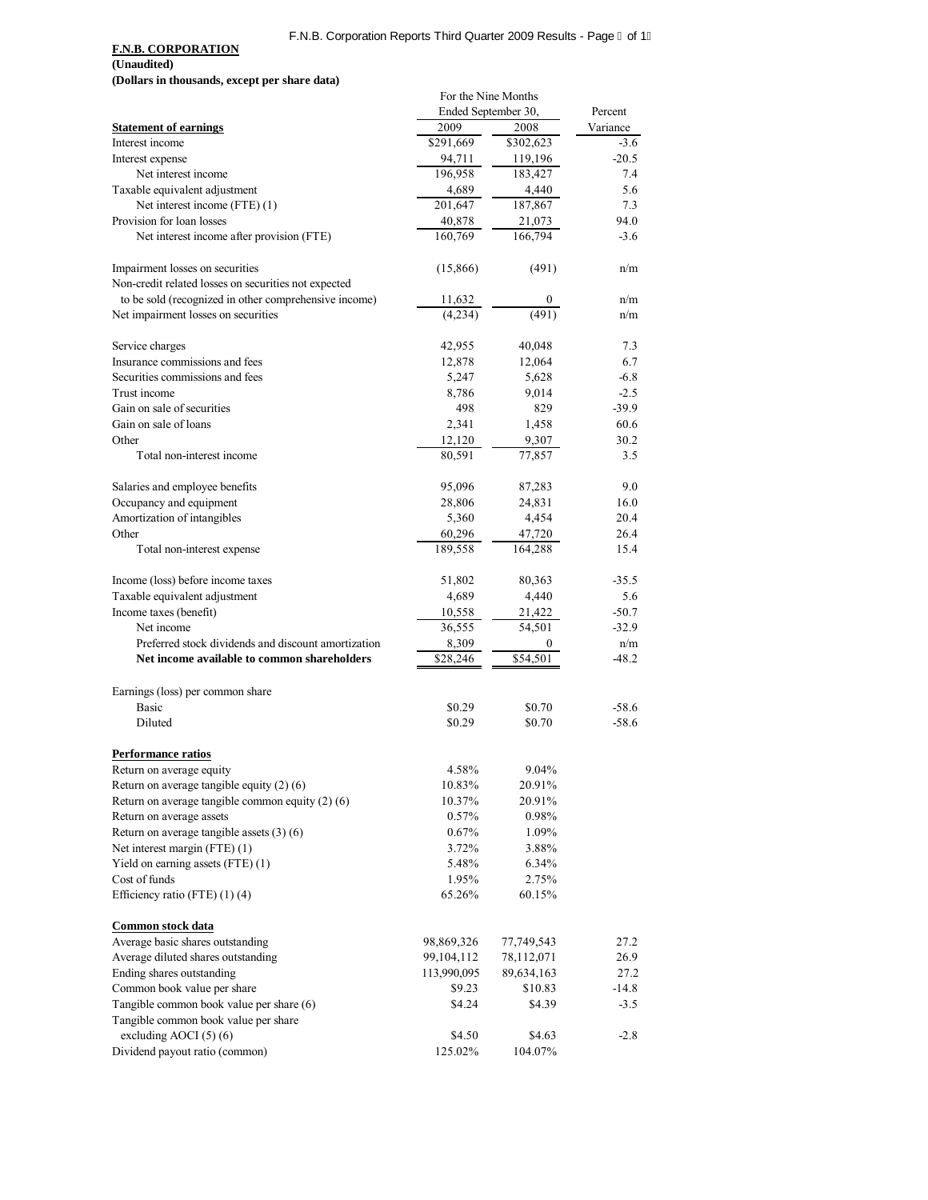**F.N.B. CORPORATION**
**(Unaudited)**
**(Dollars in thousands, except per share data)**

| | For the Nine Months Ended September 30, | | Percent |
|---|---|---|---|
| **Statement of earnings** | 2009 | 2008 | Variance |
| Interest income | $291,669 | $302,623 | -3.6 |
| Interest expense | 94,711 | 119,196 | -20.5 |
| Net interest income | 196,958 | 183,427 | 7.4 |
| Taxable equivalent adjustment | 4,689 | 4,440 | 5.6 |
| Net interest income (FTE) (1) | 201,647 | 187,867 | 7.3 |
| Provision for loan losses | 40,878 | 21,073 | 94.0 |
| Net interest income after provision (FTE) | 160,769 | 166,794 | -3.6 |
| | | | |
| Impairment losses on securities | (15,866) | (491) | n/m |
| Non-credit related losses on securities not expected to be sold (recognized in other comprehensive income) | 11,632 | 0 | n/m |
| Net impairment losses on securities | (4,234) | (491) | n/m |
| | | | |
| Service charges | 42,955 | 40,048 | 7.3 |
| Insurance commissions and fees | 12,878 | 12,064 | 6.7 |
| Securities commissions and fees | 5,247 | 5,628 | -6.8 |
| Trust income | 8,786 | 9,014 | -2.5 |
| Gain on sale of securities | 498 | 829 | -39.9 |
| Gain on sale of loans | 2,341 | 1,458 | 60.6 |
| Other | 12,120 | 9,307 | 30.2 |
| Total non-interest income | 80,591 | 77,857 | 3.5 |
| | | | |
| Salaries and employee benefits | 95,096 | 87,283 | 9.0 |
| Occupancy and equipment | 28,806 | 24,831 | 16.0 |
| Amortization of intangibles | 5,360 | 4,454 | 20.4 |
| Other | 60,296 | 47,720 | 26.4 |
| Total non-interest expense | 189,558 | 164,288 | 15.4 |
| | | | |
| Income (loss) before income taxes | 51,802 | 80,363 | -35.5 |
| Taxable equivalent adjustment | 4,689 | 4,440 | 5.6 |
| Income taxes (benefit) | 10,558 | 21,422 | -50.7 |
| Net income | 36,555 | 54,501 | -32.9 |
| Preferred stock dividends and discount amortization | 8,309 | 0 | n/m |
| **Net income available to common shareholders** | $28,246 | $54,501 | -48.2 |
| | | | |
| Earnings (loss) per common share | | | |
| Basic | $0.29 | $0.70 | -58.6 |
| Diluted | $0.29 | $0.70 | -58.6 |
| | | | |
| **Performance ratios** | | | |
| Return on average equity | 4.58% | 9.04% | |
| Return on average tangible equity (2) (6) | 10.83% | 20.91% | |
| Return on average tangible common equity (2) (6) | 10.37% | 20.91% | |
| Return on average assets | 0.57% | 0.98% | |
| Return on average tangible assets (3) (6) | 0.67% | 1.09% | |
| Net interest margin (FTE) (1) | 3.72% | 3.88% | |
| Yield on earning assets (FTE) (1) | 5.48% | 6.34% | |
| Cost of funds | 1.95% | 2.75% | |
| Efficiency ratio (FTE) (1) (4) | 65.26% | 60.15% | |
| | | | |
| **Common stock data** | | | |
| Average basic shares outstanding | 98,869,326 | 77,749,543 | 27.2 |
| Average diluted shares outstanding | 99,104,112 | 78,112,071 | 26.9 |
| Ending shares outstanding | 113,990,095 | 89,634,163 | 27.2 |
| Common book value per share | $9.23 | $10.83 | -14.8 |
| Tangible common book value per share (6) | $4.24 | $4.39 | -3.5 |
| Tangible common book value per share excluding AOCI (5) (6) | $4.50 | $4.63 | -2.8 |
| Dividend payout ratio (common) | 125.02% | 104.07% | |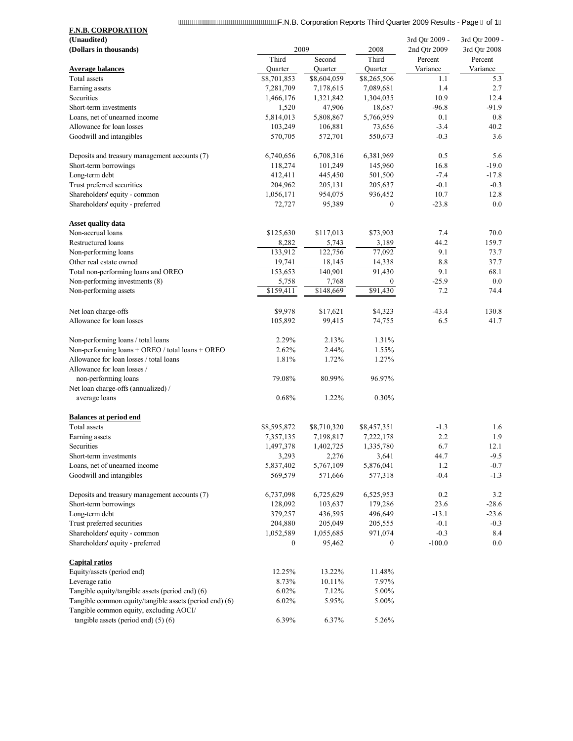**F.N.B. CORPORATION**
**(Unaudited)**
**(Dollars in thousands)**

| | 2009 | | 2008 | 3rd Qtr 2009 - 2nd Qtr 2009 | 3rd Qtr 2009 - 3rd Qtr 2008 |
|---|---|---|---|---|---|
| **Average balances** | Third Quarter | Second Quarter | Third Quarter | Percent Variance | Percent Variance |
| Total assets | $8,701,853 | $8,604,059 | $8,265,506 | 1.1 | 5.3 |
| Earning assets | 7,281,709 | 7,178,615 | 7,089,681 | 1.4 | 2.7 |
| Securities | 1,466,176 | 1,321,842 | 1,304,035 | 10.9 | 12.4 |
| Short-term investments | 1,520 | 47,906 | 18,687 | -96.8 | -91.9 |
| Loans, net of unearned income | 5,814,013 | 5,808,867 | 5,766,959 | 0.1 | 0.8 |
| Allowance for loan losses | 103,249 | 106,881 | 73,656 | -3.4 | 40.2 |
| Goodwill and intangibles | 570,705 | 572,701 | 550,673 | -0.3 | 3.6 |
| | | | | | |
| Deposits and treasury management accounts (7) | 6,740,656 | 6,708,316 | 6,381,969 | 0.5 | 5.6 |
| Short-term borrowings | 118,274 | 101,249 | 145,960 | 16.8 | -19.0 |
| Long-term debt | 412,411 | 445,450 | 501,500 | -7.4 | -17.8 |
| Trust preferred securities | 204,962 | 205,131 | 205,637 | -0.1 | -0.3 |
| Shareholders' equity - common | 1,056,171 | 954,075 | 936,452 | 10.7 | 12.8 |
| Shareholders' equity - preferred | 72,727 | 95,389 | 0 | -23.8 | 0.0 |
| | | | | | |
| **Asset quality data** | | | | | |
| Non-accrual loans | $125,630 | $117,013 | $73,903 | 7.4 | 70.0 |
| Restructured loans | 8,282 | 5,743 | 3,189 | 44.2 | 159.7 |
| Non-performing loans | 133,912 | 122,756 | 77,092 | 9.1 | 73.7 |
| Other real estate owned | 19,741 | 18,145 | 14,338 | 8.8 | 37.7 |
| Total non-performing loans and OREO | 153,653 | 140,901 | 91,430 | 9.1 | 68.1 |
| Non-performing investments (8) | 5,758 | 7,768 | 0 | -25.9 | 0.0 |
| Non-performing assets | $159,411 | $148,669 | $91,430 | 7.2 | 74.4 |
| | | | | | |
| Net loan charge-offs | $9,978 | $17,621 | $4,323 | -43.4 | 130.8 |
| Allowance for loan losses | 105,892 | 99,415 | 74,755 | 6.5 | 41.7 |
| | | | | | |
| Non-performing loans / total loans | 2.29% | 2.13% | 1.31% | | |
| Non-performing loans + OREO / total loans + OREO | 2.62% | 2.44% | 1.55% | | |
| Allowance for loan losses / total loans | 1.81% | 1.72% | 1.27% | | |
| Allowance for loan losses / non-performing loans | 79.08% | 80.99% | 96.97% | | |
| Net loan charge-offs (annualized) / average loans | 0.68% | 1.22% | 0.30% | | |
| | | | | | |
| **Balances at period end** | | | | | |
| Total assets | $8,595,872 | $8,710,320 | $8,457,351 | -1.3 | 1.6 |
| Earning assets | 7,357,135 | 7,198,817 | 7,222,178 | 2.2 | 1.9 |
| Securities | 1,497,378 | 1,402,725 | 1,335,780 | 6.7 | 12.1 |
| Short-term investments | 3,293 | 2,276 | 3,641 | 44.7 | -9.5 |
| Loans, net of unearned income | 5,837,402 | 5,767,109 | 5,876,041 | 1.2 | -0.7 |
| Goodwill and intangibles | 569,579 | 571,666 | 577,318 | -0.4 | -1.3 |
| | | | | | |
| Deposits and treasury management accounts (7) | 6,737,098 | 6,725,629 | 6,525,953 | 0.2 | 3.2 |
| Short-term borrowings | 128,092 | 103,637 | 179,286 | 23.6 | -28.6 |
| Long-term debt | 379,257 | 436,595 | 496,649 | -13.1 | -23.6 |
| Trust preferred securities | 204,880 | 205,049 | 205,555 | -0.1 | -0.3 |
| Shareholders' equity - common | 1,052,589 | 1,055,685 | 971,074 | -0.3 | 8.4 |
| Shareholders' equity - preferred | 0 | 95,462 | 0 | -100.0 | 0.0 |
| | | | | | |
| **Capital ratios** | | | | | |
| Equity/assets (period end) | 12.25% | 13.22% | 11.48% | | |
| Leverage ratio | 8.73% | 10.11% | 7.97% | | |
| Tangible equity/tangible assets (period end) (6) | 6.02% | 7.12% | 5.00% | | |
| Tangible common equity/tangible assets (period end) (6) | 6.02% | 5.95% | 5.00% | | |
| Tangible common equity, excluding AOCI/ tangible assets (period end) (5) (6) | 6.39% | 6.37% | 5.26% | | |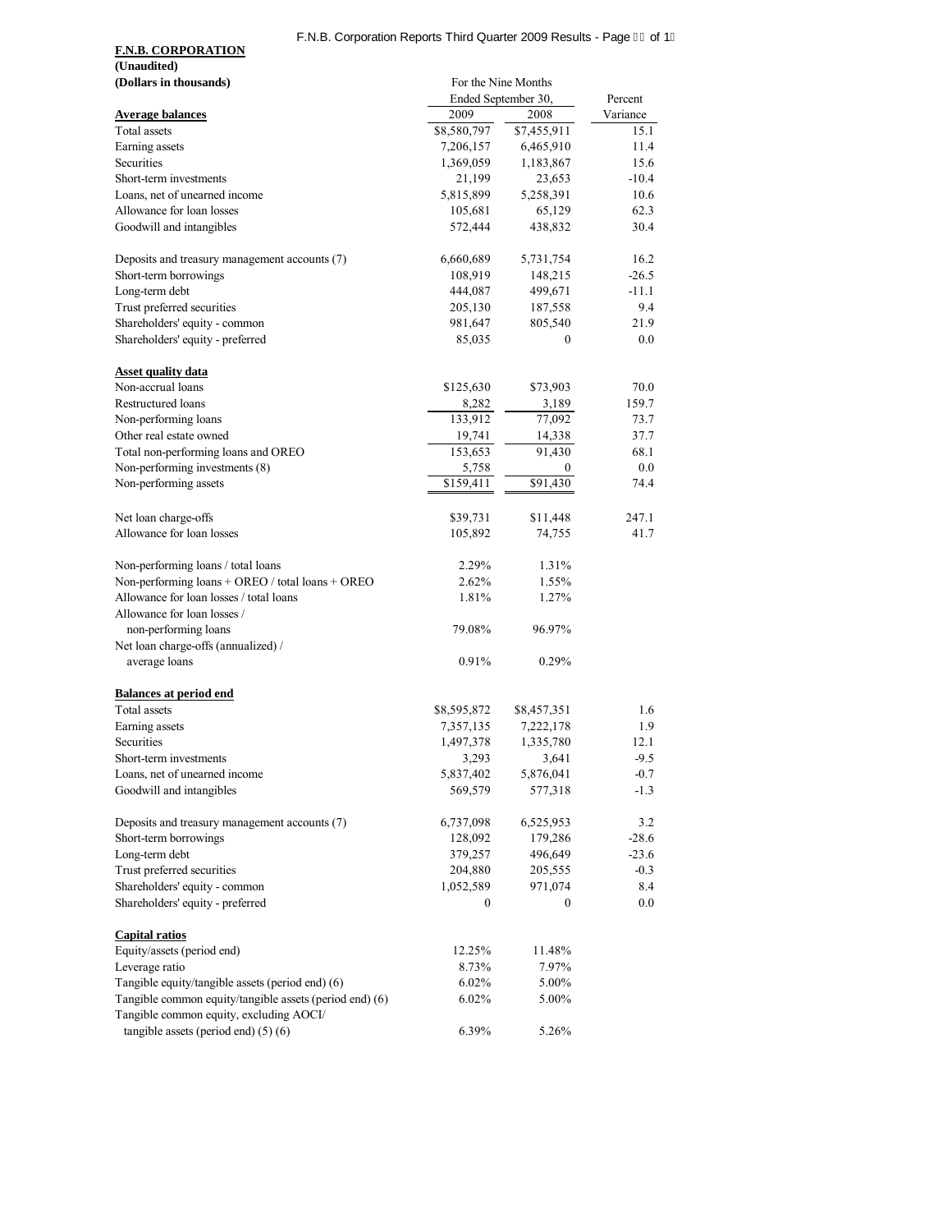**F.N.B. CORPORATION**
**(Unaudited)**
**(Dollars in thousands)**

| | For the Nine Months Ended September 30, | | Percent |
|---|---|---|---|
| **Average balances** | 2009 | 2008 | Variance |
| Total assets | $8,580,797 | $7,455,911 | 15.1 |
| Earning assets | 7,206,157 | 6,465,910 | 11.4 |
| Securities | 1,369,059 | 1,183,867 | 15.6 |
| Short-term investments | 21,199 | 23,653 | -10.4 |
| Loans, net of unearned income | 5,815,899 | 5,258,391 | 10.6 |
| Allowance for loan losses | 105,681 | 65,129 | 62.3 |
| Goodwill and intangibles | 572,444 | 438,832 | 30.4 |
| | | | |
| Deposits and treasury management accounts (7) | 6,660,689 | 5,731,754 | 16.2 |
| Short-term borrowings | 108,919 | 148,215 | -26.5 |
| Long-term debt | 444,087 | 499,671 | -11.1 |
| Trust preferred securities | 205,130 | 187,558 | 9.4 |
| Shareholders' equity - common | 981,647 | 805,540 | 21.9 |
| Shareholders' equity - preferred | 85,035 | 0 | 0.0 |
| | | | |
| **Asset quality data** | | | |
| Non-accrual loans | $125,630 | $73,903 | 70.0 |
| Restructured loans | 8,282 | 3,189 | 159.7 |
| Non-performing loans | 133,912 | 77,092 | 73.7 |
| Other real estate owned | 19,741 | 14,338 | 37.7 |
| Total non-performing loans and OREO | 153,653 | 91,430 | 68.1 |
| Non-performing investments (8) | 5,758 | 0 | 0.0 |
| Non-performing assets | $159,411 | $91,430 | 74.4 |
| | | | |
| Net loan charge-offs | $39,731 | $11,448 | 247.1 |
| Allowance for loan losses | 105,892 | 74,755 | 41.7 |
| | | | |
| Non-performing loans / total loans | 2.29% | 1.31% | |
| Non-performing loans + OREO / total loans + OREO | 2.62% | 1.55% | |
| Allowance for loan losses / total loans | 1.81% | 1.27% | |
| Allowance for loan losses / non-performing loans | 79.08% | 96.97% | |
| Net loan charge-offs (annualized) / average loans | 0.91% | 0.29% | |
| | | | |
| **Balances at period end** | | | |
| Total assets | $8,595,872 | $8,457,351 | 1.6 |
| Earning assets | 7,357,135 | 7,222,178 | 1.9 |
| Securities | 1,497,378 | 1,335,780 | 12.1 |
| Short-term investments | 3,293 | 3,641 | -9.5 |
| Loans, net of unearned income | 5,837,402 | 5,876,041 | -0.7 |
| Goodwill and intangibles | 569,579 | 577,318 | -1.3 |
| | | | |
| Deposits and treasury management accounts (7) | 6,737,098 | 6,525,953 | 3.2 |
| Short-term borrowings | 128,092 | 179,286 | -28.6 |
| Long-term debt | 379,257 | 496,649 | -23.6 |
| Trust preferred securities | 204,880 | 205,555 | -0.3 |
| Shareholders' equity - common | 1,052,589 | 971,074 | 8.4 |
| Shareholders' equity - preferred | 0 | 0 | 0.0 |
| | | | |
| **Capital ratios** | | | |
| Equity/assets (period end) | 12.25% | 11.48% | |
| Leverage ratio | 8.73% | 7.97% | |
| Tangible equity/tangible assets (period end) (6) | 6.02% | 5.00% | |
| Tangible common equity/tangible assets (period end) (6) | 6.02% | 5.00% | |
| Tangible common equity, excluding AOCI/ tangible assets (period end) (5) (6) | 6.39% | 5.26% | |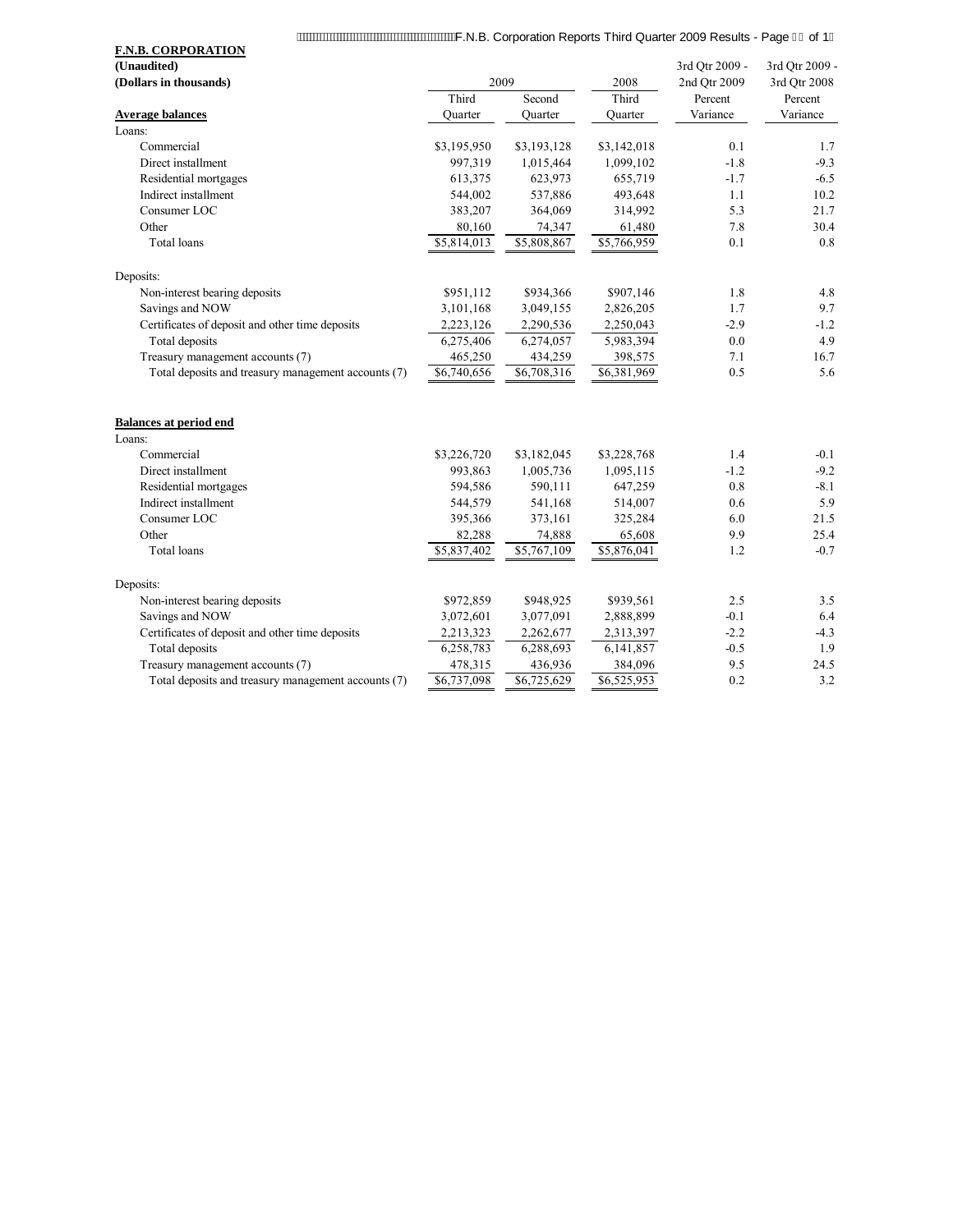**F.N.B. CORPORATION**
**(Unaudited)**
**(Dollars in thousands)**

| **Average balances** | 2009 Third Quarter | 2009 Second Quarter | 2008 Third Quarter | 3rd Qtr 2009 - 2nd Qtr 2009 Percent Variance | 3rd Qtr 2009 - 3rd Qtr 2008 Percent Variance |
|---|---|---|---|---|---|
| Loans: | | | | | |
| Commercial | $3,195,950 | $3,193,128 | $3,142,018 | 0.1 | 1.7 |
| Direct installment | 997,319 | 1,015,464 | 1,099,102 | -1.8 | -9.3 |
| Residential mortgages | 613,375 | 623,973 | 655,719 | -1.7 | -6.5 |
| Indirect installment | 544,002 | 537,886 | 493,648 | 1.1 | 10.2 |
| Consumer LOC | 383,207 | 364,069 | 314,992 | 5.3 | 21.7 |
| Other | 80,160 | 74,347 | 61,480 | 7.8 | 30.4 |
| Total loans | $5,814,013 | $5,808,867 | $5,766,959 | 0.1 | 0.8 |
| Deposits: | | | | | |
| Non-interest bearing deposits | $951,112 | $934,366 | $907,146 | 1.8 | 4.8 |
| Savings and NOW | 3,101,168 | 3,049,155 | 2,826,205 | 1.7 | 9.7 |
| Certificates of deposit and other time deposits | 2,223,126 | 2,290,536 | 2,250,043 | -2.9 | -1.2 |
| Total deposits | 6,275,406 | 6,274,057 | 5,983,394 | 0.0 | 4.9 |
| Treasury management accounts (7) | 465,250 | 434,259 | 398,575 | 7.1 | 16.7 |
| Total deposits and treasury management accounts (7) | $6,740,656 | $6,708,316 | $6,381,969 | 0.5 | 5.6 |

| **Balances at period end** | 2009 Third Quarter | 2009 Second Quarter | 2008 Third Quarter | 3rd Qtr 2009 - 2nd Qtr 2009 Percent Variance | 3rd Qtr 2009 - 3rd Qtr 2008 Percent Variance |
|---|---|---|---|---|---|
| Loans: | | | | | |
| Commercial | $3,226,720 | $3,182,045 | $3,228,768 | 1.4 | -0.1 |
| Direct installment | 993,863 | 1,005,736 | 1,095,115 | -1.2 | -9.2 |
| Residential mortgages | 594,586 | 590,111 | 647,259 | 0.8 | -8.1 |
| Indirect installment | 544,579 | 541,168 | 514,007 | 0.6 | 5.9 |
| Consumer LOC | 395,366 | 373,161 | 325,284 | 6.0 | 21.5 |
| Other | 82,288 | 74,888 | 65,608 | 9.9 | 25.4 |
| Total loans | $5,837,402 | $5,767,109 | $5,876,041 | 1.2 | -0.7 |
| Deposits: | | | | | |
| Non-interest bearing deposits | $972,859 | $948,925 | $939,561 | 2.5 | 3.5 |
| Savings and NOW | 3,072,601 | 3,077,091 | 2,888,899 | -0.1 | 6.4 |
| Certificates of deposit and other time deposits | 2,213,323 | 2,262,677 | 2,313,397 | -2.2 | -4.3 |
| Total deposits | 6,258,783 | 6,288,693 | 6,141,857 | -0.5 | 1.9 |
| Treasury management accounts (7) | 478,315 | 436,936 | 384,096 | 9.5 | 24.5 |
| Total deposits and treasury management accounts (7) | $6,737,098 | $6,725,629 | $6,525,953 | 0.2 | 3.2 |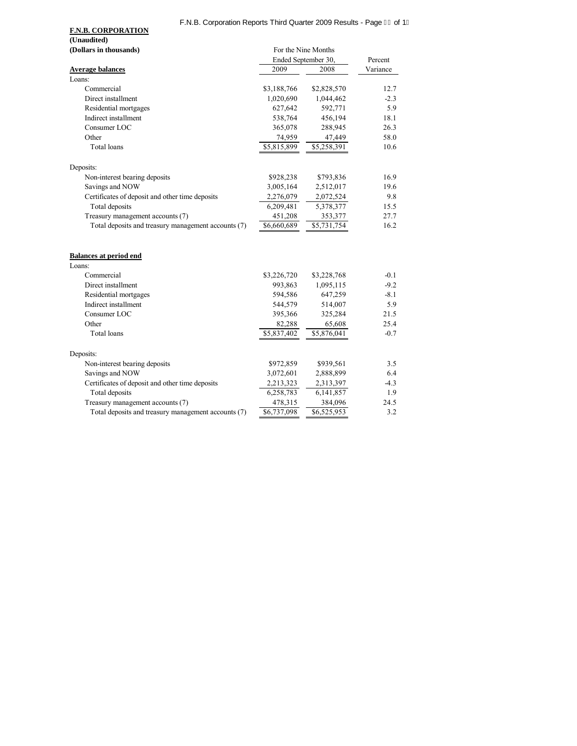**F.N.B. CORPORATION**
**(Unaudited)**
**(Dollars in thousands)**

| | For the Nine Months Ended September 30, | | |
|---|---|---|---|
| **Average balances** | 2009 | 2008 | Percent Variance |
| Loans: | | | |
| Commercial | $3,188,766 | $2,828,570 | 12.7 |
| Direct installment | 1,020,690 | 1,044,462 | -2.3 |
| Residential mortgages | 627,642 | 592,771 | 5.9 |
| Indirect installment | 538,764 | 456,194 | 18.1 |
| Consumer LOC | 365,078 | 288,945 | 26.3 |
| Other | 74,959 | 47,449 | 58.0 |
| Total loans | $5,815,899 | $5,258,391 | 10.6 |
| | | | |
| Deposits: | | | |
| Non-interest bearing deposits | $928,238 | $793,836 | 16.9 |
| Savings and NOW | 3,005,164 | 2,512,017 | 19.6 |
| Certificates of deposit and other time deposits | 2,276,079 | 2,072,524 | 9.8 |
| Total deposits | 6,209,481 | 5,378,377 | 15.5 |
| Treasury management accounts (7) | 451,208 | 353,377 | 27.7 |
| Total deposits and treasury management accounts (7) | $6,660,689 | $5,731,754 | 16.2 |
| | | | |
| **Balances at period end** | | | |
| Loans: | | | |
| Commercial | $3,226,720 | $3,228,768 | -0.1 |
| Direct installment | 993,863 | 1,095,115 | -9.2 |
| Residential mortgages | 594,586 | 647,259 | -8.1 |
| Indirect installment | 544,579 | 514,007 | 5.9 |
| Consumer LOC | 395,366 | 325,284 | 21.5 |
| Other | 82,288 | 65,608 | 25.4 |
| Total loans | $5,837,402 | $5,876,041 | -0.7 |
| | | | |
| Deposits: | | | |
| Non-interest bearing deposits | $972,859 | $939,561 | 3.5 |
| Savings and NOW | 3,072,601 | 2,888,899 | 6.4 |
| Certificates of deposit and other time deposits | 2,213,323 | 2,313,397 | -4.3 |
| Total deposits | 6,258,783 | 6,141,857 | 1.9 |
| Treasury management accounts (7) | 478,315 | 384,096 | 24.5 |
| Total deposits and treasury management accounts (7) | $6,737,098 | $6,525,953 | 3.2 |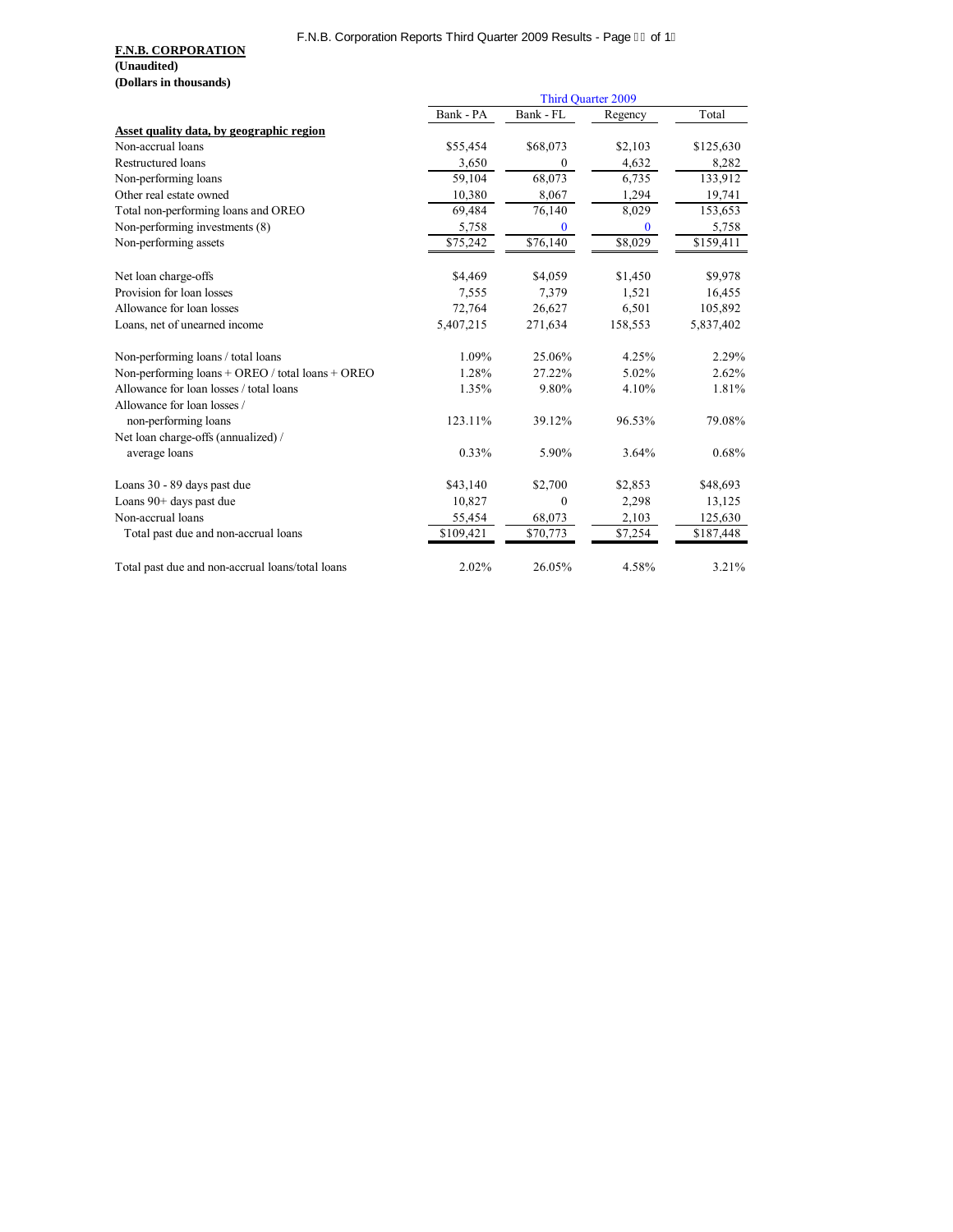**F.N.B. CORPORATION**
**(Unaudited)**
**(Dollars in thousands)**

| | Third Quarter 2009 | | | |
|---|---|---|---|---|
| | Bank - PA | Bank - FL | Regency | Total |
| **Asset quality data, by geographic region** | | | | |
| Non-accrual loans | $55,454 | $68,073 | $2,103 | $125,630 |
| Restructured loans | 3,650 | 0 | 4,632 | 8,282 |
| Non-performing loans | 59,104 | 68,073 | 6,735 | 133,912 |
| Other real estate owned | 10,380 | 8,067 | 1,294 | 19,741 |
| Total non-performing loans and OREO | 69,484 | 76,140 | 8,029 | 153,653 |
| Non-performing investments (8) | 5,758 | 0 | 0 | 5,758 |
| Non-performing assets | $75,242 | $76,140 | $8,029 | $159,411 |
| | | | | |
| Net loan charge-offs | $4,469 | $4,059 | $1,450 | $9,978 |
| Provision for loan losses | 7,555 | 7,379 | 1,521 | 16,455 |
| Allowance for loan losses | 72,764 | 26,627 | 6,501 | 105,892 |
| Loans, net of unearned income | 5,407,215 | 271,634 | 158,553 | 5,837,402 |
| | | | | |
| Non-performing loans / total loans | 1.09% | 25.06% | 4.25% | 2.29% |
| Non-performing loans + OREO / total loans + OREO | 1.28% | 27.22% | 5.02% | 2.62% |
| Allowance for loan losses / total loans | 1.35% | 9.80% | 4.10% | 1.81% |
| Allowance for loan losses / non-performing loans | 123.11% | 39.12% | 96.53% | 79.08% |
| Net loan charge-offs (annualized) / average loans | 0.33% | 5.90% | 3.64% | 0.68% |
| | | | | |
| Loans 30 - 89 days past due | $43,140 | $2,700 | $2,853 | $48,693 |
| Loans 90+ days past due | 10,827 | 0 | 2,298 | 13,125 |
| Non-accrual loans | 55,454 | 68,073 | 2,103 | 125,630 |
| Total past due and non-accrual loans | $109,421 | $70,773 | $7,254 | $187,448 |
| | | | | |
| Total past due and non-accrual loans/total loans | 2.02% | 26.05% | 4.58% | 3.21% |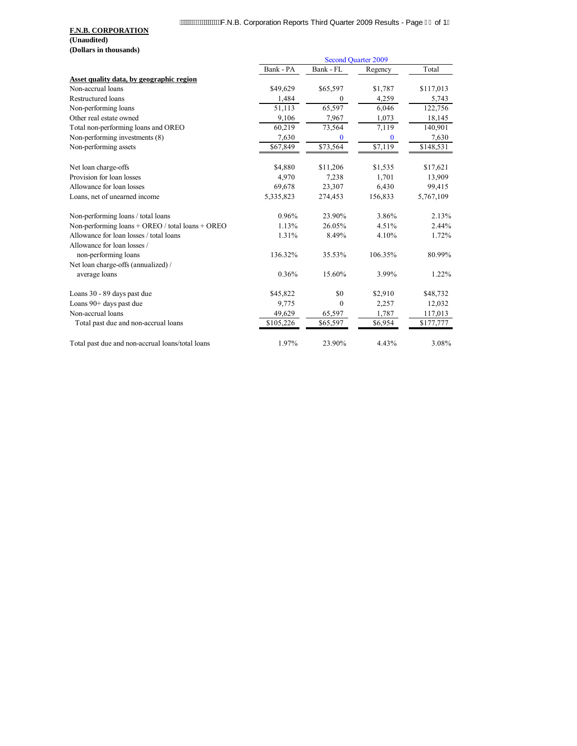**F.N.B. CORPORATION**
**(Unaudited)**
**(Dollars in thousands)**

| | Second Quarter 2009 | | | |
|---|---|---|---|---|
| | Bank - PA | Bank - FL | Regency | Total |
| **Asset quality data, by geographic region** | | | | |
| Non-accrual loans | $49,629 | $65,597 | $1,787 | $117,013 |
| Restructured loans | 1,484 | 0 | 4,259 | 5,743 |
| Non-performing loans | 51,113 | 65,597 | 6,046 | 122,756 |
| Other real estate owned | 9,106 | 7,967 | 1,073 | 18,145 |
| Total non-performing loans and OREO | 60,219 | 73,564 | 7,119 | 140,901 |
| Non-performing investments (8) | 7,630 | 0 | 0 | 7,630 |
| Non-performing assets | $67,849 | $73,564 | $7,119 | $148,531 |
| | | | | |
| Net loan charge-offs | $4,880 | $11,206 | $1,535 | $17,621 |
| Provision for loan losses | 4,970 | 7,238 | 1,701 | 13,909 |
| Allowance for loan losses | 69,678 | 23,307 | 6,430 | 99,415 |
| Loans, net of unearned income | 5,335,823 | 274,453 | 156,833 | 5,767,109 |
| | | | | |
| Non-performing loans / total loans | 0.96% | 23.90% | 3.86% | 2.13% |
| Non-performing loans + OREO / total loans + OREO | 1.13% | 26.05% | 4.51% | 2.44% |
| Allowance for loan losses / total loans | 1.31% | 8.49% | 4.10% | 1.72% |
| Allowance for loan losses / non-performing loans | 136.32% | 35.53% | 106.35% | 80.99% |
| Net loan charge-offs (annualized) / average loans | 0.36% | 15.60% | 3.99% | 1.22% |
| | | | | |
| Loans 30 - 89 days past due | $45,822 | $0 | $2,910 | $48,732 |
| Loans 90+ days past due | 9,775 | 0 | 2,257 | 12,032 |
| Non-accrual loans | 49,629 | 65,597 | 1,787 | 117,013 |
| Total past due and non-accrual loans | $105,226 | $65,597 | $6,954 | $177,777 |
| | | | | |
| Total past due and non-accrual loans/total loans | 1.97% | 23.90% | 4.43% | 3.08% |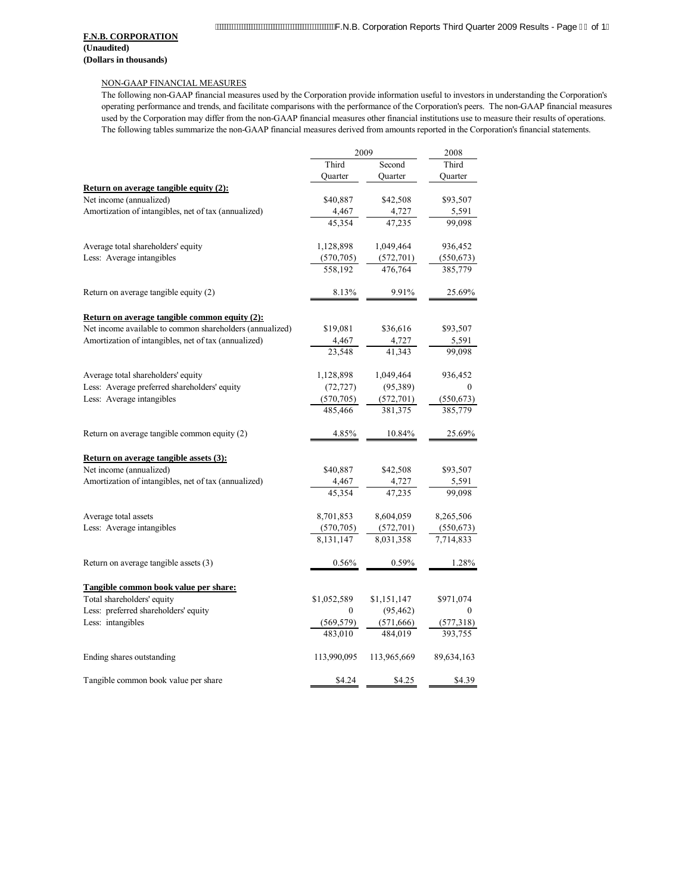**F.N.B. CORPORATION**
**(Unaudited)**
**(Dollars in thousands)**

NON-GAAP FINANCIAL MEASURES

The following non-GAAP financial measures used by the Corporation provide information useful to investors in understanding the Corporation's operating performance and trends, and facilitate comparisons with the performance of the Corporation's peers. The non-GAAP financial measures used by the Corporation may differ from the non-GAAP financial measures other financial institutions use to measure their results of operations. The following tables summarize the non-GAAP financial measures derived from amounts reported in the Corporation's financial statements.

| | 2009 | | 2008 |
|---|---|---|---|
| | Third Quarter | Second Quarter | Third Quarter |
| **Return on average tangible equity (2):** | | | |
| Net income (annualized) | $40,887 | $42,508 | $93,507 |
| Amortization of intangibles, net of tax (annualized) | 4,467 | 4,727 | 5,591 |
| | 45,354 | 47,235 | 99,098 |
| | | | |
| Average total shareholders' equity | 1,128,898 | 1,049,464 | 936,452 |
| Less: Average intangibles | (570,705) | (572,701) | (550,673) |
| | 558,192 | 476,764 | 385,779 |
| | | | |
| Return on average tangible equity (2) | 8.13% | 9.91% | 25.69% |
| | | | |
| **Return on average tangible common equity (2):** | | | |
| Net income available to common shareholders (annualized) | $19,081 | $36,616 | $93,507 |
| Amortization of intangibles, net of tax (annualized) | 4,467 | 4,727 | 5,591 |
| | 23,548 | 41,343 | 99,098 |
| | | | |
| Average total shareholders' equity | 1,128,898 | 1,049,464 | 936,452 |
| Less: Average preferred shareholders' equity | (72,727) | (95,389) | 0 |
| Less: Average intangibles | (570,705) | (572,701) | (550,673) |
| | 485,466 | 381,375 | 385,779 |
| | | | |
| Return on average tangible common equity (2) | 4.85% | 10.84% | 25.69% |
| | | | |
| **Return on average tangible assets (3):** | | | |
| Net income (annualized) | $40,887 | $42,508 | $93,507 |
| Amortization of intangibles, net of tax (annualized) | 4,467 | 4,727 | 5,591 |
| | 45,354 | 47,235 | 99,098 |
| | | | |
| Average total assets | 8,701,853 | 8,604,059 | 8,265,506 |
| Less: Average intangibles | (570,705) | (572,701) | (550,673) |
| | 8,131,147 | 8,031,358 | 7,714,833 |
| | | | |
| Return on average tangible assets (3) | 0.56% | 0.59% | 1.28% |
| | | | |
| **Tangible common book value per share:** | | | |
| Total shareholders' equity | $1,052,589 | $1,151,147 | $971,074 |
| Less: preferred shareholders' equity | 0 | (95,462) | 0 |
| Less: intangibles | (569,579) | (571,666) | (577,318) |
| | 483,010 | 484,019 | 393,755 |
| | | | |
| Ending shares outstanding | 113,990,095 | 113,965,669 | 89,634,163 |
| | | | |
| Tangible common book value per share | $4.24 | $4.25 | $4.39 |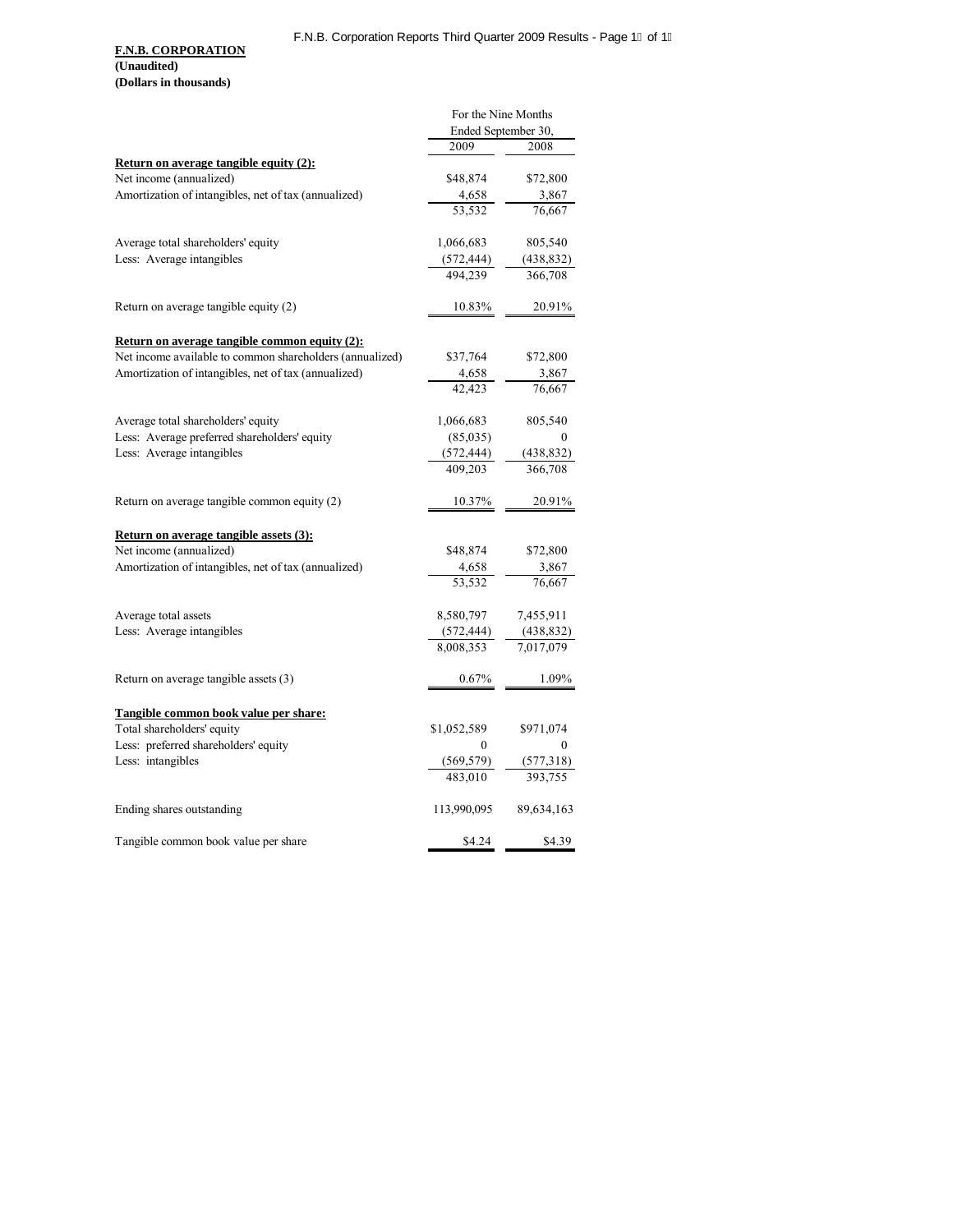**F.N.B. CORPORATION**
**(Unaudited)**
**(Dollars in thousands)**

| | For the Nine Months Ended September 30, | |
|---|---|---|
| | 2009 | 2008 |
| **Return on average tangible equity (2):** | | |
| Net income (annualized) | $48,874 | $72,800 |
| Amortization of intangibles, net of tax (annualized) | 4,658 | 3,867 |
| | 53,532 | 76,667 |
| | | |
| Average total shareholders' equity | 1,066,683 | 805,540 |
| Less: Average intangibles | (572,444) | (438,832) |
| | 494,239 | 366,708 |
| | | |
| Return on average tangible equity (2) | 10.83% | 20.91% |
| | | |
| **Return on average tangible common equity (2):** | | |
| Net income available to common shareholders (annualized) | $37,764 | $72,800 |
| Amortization of intangibles, net of tax (annualized) | 4,658 | 3,867 |
| | 42,423 | 76,667 |
| | | |
| Average total shareholders' equity | 1,066,683 | 805,540 |
| Less: Average preferred shareholders' equity | (85,035) | 0 |
| Less: Average intangibles | (572,444) | (438,832) |
| | 409,203 | 366,708 |
| | | |
| Return on average tangible common equity (2) | 10.37% | 20.91% |
| | | |
| **Return on average tangible assets (3):** | | |
| Net income (annualized) | $48,874 | $72,800 |
| Amortization of intangibles, net of tax (annualized) | 4,658 | 3,867 |
| | 53,532 | 76,667 |
| | | |
| Average total assets | 8,580,797 | 7,455,911 |
| Less: Average intangibles | (572,444) | (438,832) |
| | 8,008,353 | 7,017,079 |
| | | |
| Return on average tangible assets (3) | 0.67% | 1.09% |
| | | |
| **Tangible common book value per share:** | | |
| Total shareholders' equity | $1,052,589 | $971,074 |
| Less: preferred shareholders' equity | 0 | 0 |
| Less: intangibles | (569,579) | (577,318) |
| | 483,010 | 393,755 |
| | | |
| Ending shares outstanding | 113,990,095 | 89,634,163 |
| | | |
| Tangible common book value per share | $4.24 | $4.39 |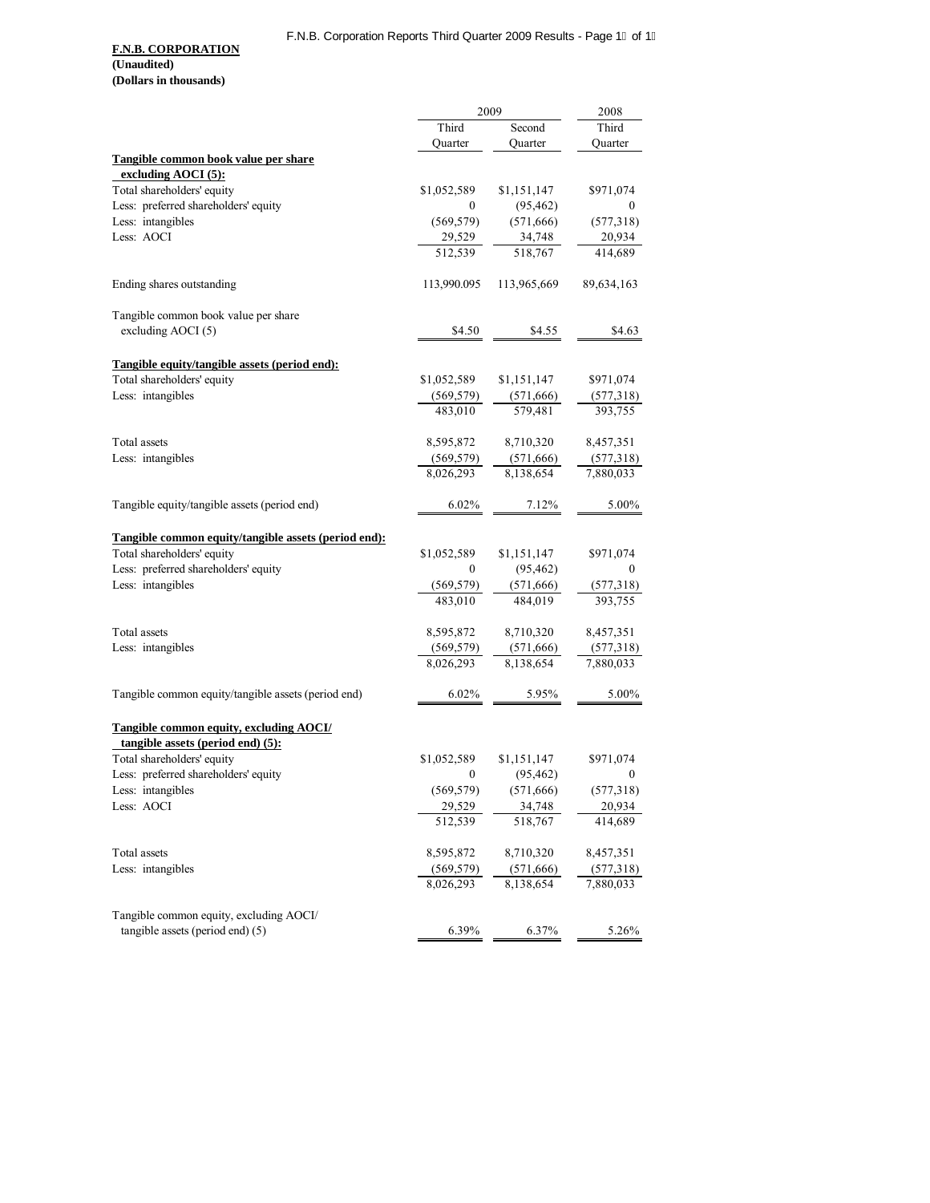**F.N.B. CORPORATION**
**(Unaudited)**
**(Dollars in thousands)**

| | 2009 | | 2008 |
|---|---|---|---|
| | Third Quarter | Second Quarter | Third Quarter |
| **Tangible common book value per share excluding AOCI (5):** | | | |
| Total shareholders' equity | $1,052,589 | $1,151,147 | $971,074 |
| Less: preferred shareholders' equity | 0 | (95,462) | 0 |
| Less: intangibles | (569,579) | (571,666) | (577,318) |
| Less: AOCI | 29,529 | 34,748 | 20,934 |
| | 512,539 | 518,767 | 414,689 |
| Ending shares outstanding | 113,990.095 | 113,965,669 | 89,634,163 |
| Tangible common book value per share excluding AOCI (5) | $4.50 | $4.55 | $4.63 |
| **Tangible equity/tangible assets (period end):** | | | |
| Total shareholders' equity | $1,052,589 | $1,151,147 | $971,074 |
| Less: intangibles | (569,579) | (571,666) | (577,318) |
| | 483,010 | 579,481 | 393,755 |
| Total assets | 8,595,872 | 8,710,320 | 8,457,351 |
| Less: intangibles | (569,579) | (571,666) | (577,318) |
| | 8,026,293 | 8,138,654 | 7,880,033 |
| Tangible equity/tangible assets (period end) | 6.02% | 7.12% | 5.00% |
| **Tangible common equity/tangible assets (period end):** | | | |
| Total shareholders' equity | $1,052,589 | $1,151,147 | $971,074 |
| Less: preferred shareholders' equity | 0 | (95,462) | 0 |
| Less: intangibles | (569,579) | (571,666) | (577,318) |
| | 483,010 | 484,019 | 393,755 |
| Total assets | 8,595,872 | 8,710,320 | 8,457,351 |
| Less: intangibles | (569,579) | (571,666) | (577,318) |
| | 8,026,293 | 8,138,654 | 7,880,033 |
| Tangible common equity/tangible assets (period end) | 6.02% | 5.95% | 5.00% |
| **Tangible common equity, excluding AOCI/ tangible assets (period end) (5):** | | | |
| Total shareholders' equity | $1,052,589 | $1,151,147 | $971,074 |
| Less: preferred shareholders' equity | 0 | (95,462) | 0 |
| Less: intangibles | (569,579) | (571,666) | (577,318) |
| Less: AOCI | 29,529 | 34,748 | 20,934 |
| | 512,539 | 518,767 | 414,689 |
| Total assets | 8,595,872 | 8,710,320 | 8,457,351 |
| Less: intangibles | (569,579) | (571,666) | (577,318) |
| | 8,026,293 | 8,138,654 | 7,880,033 |
| Tangible common equity, excluding AOCI/ tangible assets (period end) (5) | 6.39% | 6.37% | 5.26% |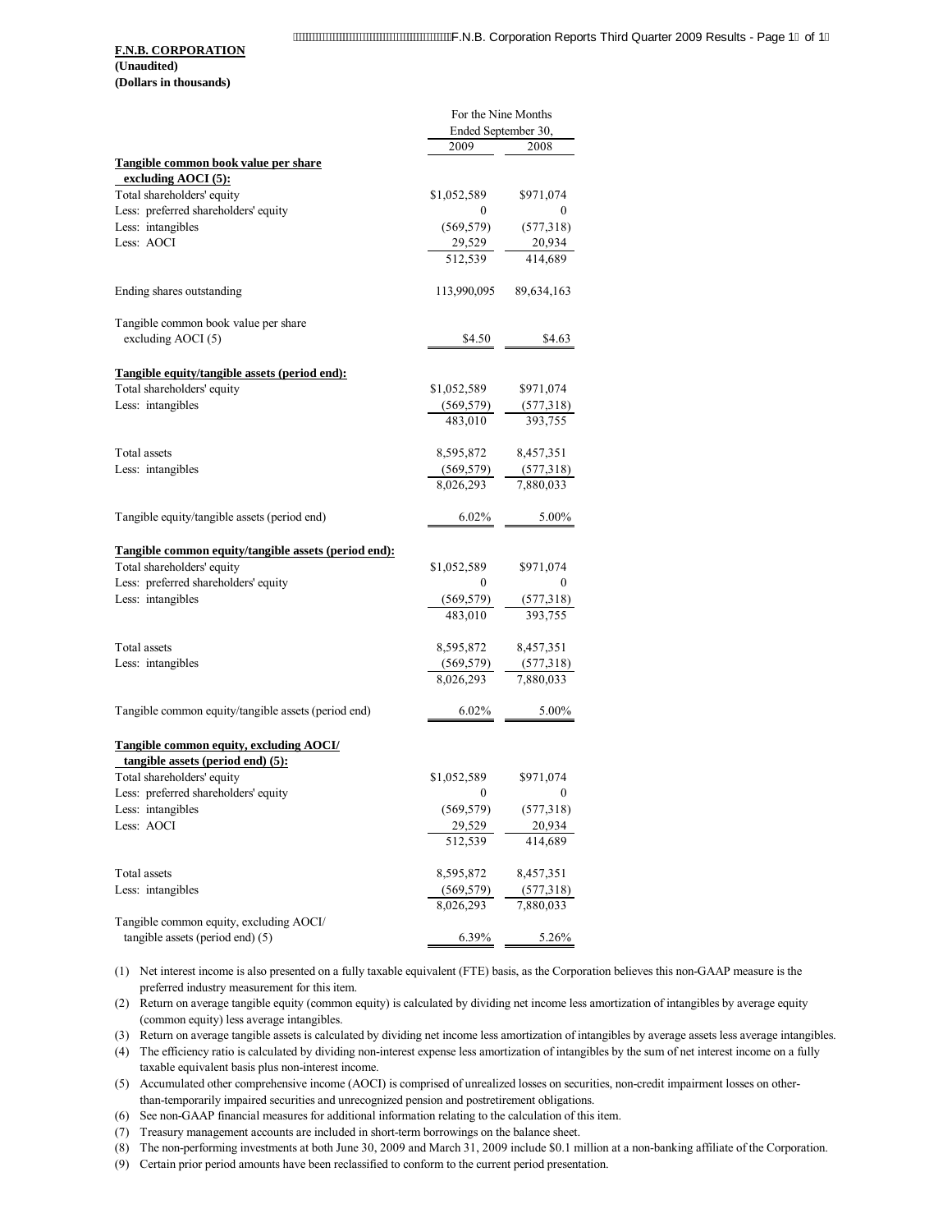**F.N.B. CORPORATION**
**(Unaudited)**
**(Dollars in thousands)**

| | For the Nine Months Ended September 30, | |
|---|---|---|
| | 2009 | 2008 |
| **Tangible common book value per share excluding AOCI (5):** | | |
| Total shareholders' equity | $1,052,589 | $971,074 |
| Less: preferred shareholders' equity | 0 | 0 |
| Less: intangibles | (569,579) | (577,318) |
| Less: AOCI | 29,529 | 20,934 |
| | 512,539 | 414,689 |
| Ending shares outstanding | 113,990,095 | 89,634,163 |
| Tangible common book value per share excluding AOCI (5) | $4.50 | $4.63 |
| **Tangible equity/tangible assets (period end):** | | |
| Total shareholders' equity | $1,052,589 | $971,074 |
| Less: intangibles | (569,579) | (577,318) |
| | 483,010 | 393,755 |
| Total assets | 8,595,872 | 8,457,351 |
| Less: intangibles | (569,579) | (577,318) |
| | 8,026,293 | 7,880,033 |
| Tangible equity/tangible assets (period end) | 6.02% | 5.00% |
| **Tangible common equity/tangible assets (period end):** | | |
| Total shareholders' equity | $1,052,589 | $971,074 |
| Less: preferred shareholders' equity | 0 | 0 |
| Less: intangibles | (569,579) | (577,318) |
| | 483,010 | 393,755 |
| Total assets | 8,595,872 | 8,457,351 |
| Less: intangibles | (569,579) | (577,318) |
| | 8,026,293 | 7,880,033 |
| Tangible common equity/tangible assets (period end) | 6.02% | 5.00% |
| **Tangible common equity, excluding AOCI/ tangible assets (period end) (5):** | | |
| Total shareholders' equity | $1,052,589 | $971,074 |
| Less: preferred shareholders' equity | 0 | 0 |
| Less: intangibles | (569,579) | (577,318) |
| Less: AOCI | 29,529 | 20,934 |
| | 512,539 | 414,689 |
| Total assets | 8,595,872 | 8,457,351 |
| Less: intangibles | (569,579) | (577,318) |
| | 8,026,293 | 7,880,033 |
| Tangible common equity, excluding AOCI/ tangible assets (period end) (5) | 6.39% | 5.26% |

(1) Net interest income is also presented on a fully taxable equivalent (FTE) basis, as the Corporation believes this non-GAAP measure is the preferred industry measurement for this item.

(2) Return on average tangible equity (common equity) is calculated by dividing net income less amortization of intangibles by average equity (common equity) less average intangibles.

(3) Return on average tangible assets is calculated by dividing net income less amortization of intangibles by average assets less average intangibles.

(4) The efficiency ratio is calculated by dividing non-interest expense less amortization of intangibles by the sum of net interest income on a fully taxable equivalent basis plus non-interest income.

(5) Accumulated other comprehensive income (AOCI) is comprised of unrealized losses on securities, non-credit impairment losses on other-than-temporarily impaired securities and unrecognized pension and postretirement obligations.

(6) See non-GAAP financial measures for additional information relating to the calculation of this item.

(7) Treasury management accounts are included in short-term borrowings on the balance sheet.

(8) The non-performing investments at both June 30, 2009 and March 31, 2009 include $0.1 million at a non-banking affiliate of the Corporation.

(9) Certain prior period amounts have been reclassified to conform to the current period presentation.